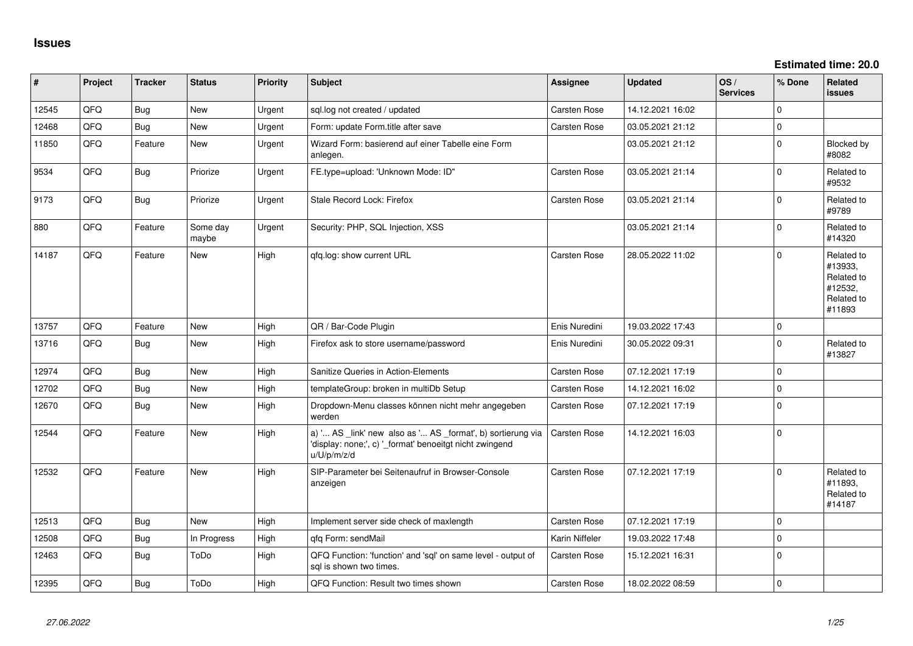# Issues

**Estimated time: 20.0**

| # | Project | Tracker | Status | Priority | Subject | Assignee | Updated | OS / Services | % Done | Related issues |
|---|---|---|---|---|---|---|---|---|---|---|
| 12545 | QFQ | Bug | New | Urgent | sql.log not created / updated | Carsten Rose | 14.12.2021 16:02 | | 0 | |
| 12468 | QFQ | Bug | New | Urgent | Form: update Form.title after save | Carsten Rose | 03.05.2021 21:12 | | 0 | |
| 11850 | QFQ | Feature | New | Urgent | Wizard Form: basierend auf einer Tabelle eine Form anlegen. | | 03.05.2021 21:12 | | 0 | Blocked by #8082 |
| 9534 | QFQ | Bug | Priorize | Urgent | FE.type=upload: 'Unknown Mode: ID" | Carsten Rose | 03.05.2021 21:14 | | 0 | Related to #9532 |
| 9173 | QFQ | Bug | Priorize | Urgent | Stale Record Lock: Firefox | Carsten Rose | 03.05.2021 21:14 | | 0 | Related to #9789 |
| 880 | QFQ | Feature | Some day maybe | Urgent | Security: PHP, SQL Injection, XSS | | 03.05.2021 21:14 | | 0 | Related to #14320 |
| 14187 | QFQ | Feature | New | High | qfq.log: show current URL | Carsten Rose | 28.05.2022 11:02 | | 0 | Related to #13933, Related to #12532, Related to #11893 |
| 13757 | QFQ | Feature | New | High | QR / Bar-Code Plugin | Enis Nuredini | 19.03.2022 17:43 | | 0 | |
| 13716 | QFQ | Bug | New | High | Firefox ask to store username/password | Enis Nuredini | 30.05.2022 09:31 | | 0 | Related to #13827 |
| 12974 | QFQ | Bug | New | High | Sanitize Queries in Action-Elements | Carsten Rose | 07.12.2021 17:19 | | 0 | |
| 12702 | QFQ | Bug | New | High | templateGroup: broken in multiDb Setup | Carsten Rose | 14.12.2021 16:02 | | 0 | |
| 12670 | QFQ | Bug | New | High | Dropdown-Menu classes können nicht mehr angegeben werden | Carsten Rose | 07.12.2021 17:19 | | 0 | |
| 12544 | QFQ | Feature | New | High | a) '... AS _link' new also as '... AS _format', b) sortierung via 'display: none;', c) '_format' benoeitgt nicht zwingend u/U/p/m/z/d | Carsten Rose | 14.12.2021 16:03 | | 0 | |
| 12532 | QFQ | Feature | New | High | SIP-Parameter bei Seitenaufruf in Browser-Console anzeigen | Carsten Rose | 07.12.2021 17:19 | | 0 | Related to #11893, Related to #14187 |
| 12513 | QFQ | Bug | New | High | Implement server side check of maxlength | Carsten Rose | 07.12.2021 17:19 | | 0 | |
| 12508 | QFQ | Bug | In Progress | High | qfq Form: sendMail | Karin Niffeler | 19.03.2022 17:48 | | 0 | |
| 12463 | QFQ | Bug | ToDo | High | QFQ Function: 'function' and 'sql' on same level - output of sql is shown two times. | Carsten Rose | 15.12.2021 16:31 | | 0 | |
| 12395 | QFQ | Bug | ToDo | High | QFQ Function: Result two times shown | Carsten Rose | 18.02.2022 08:59 | | 0 | |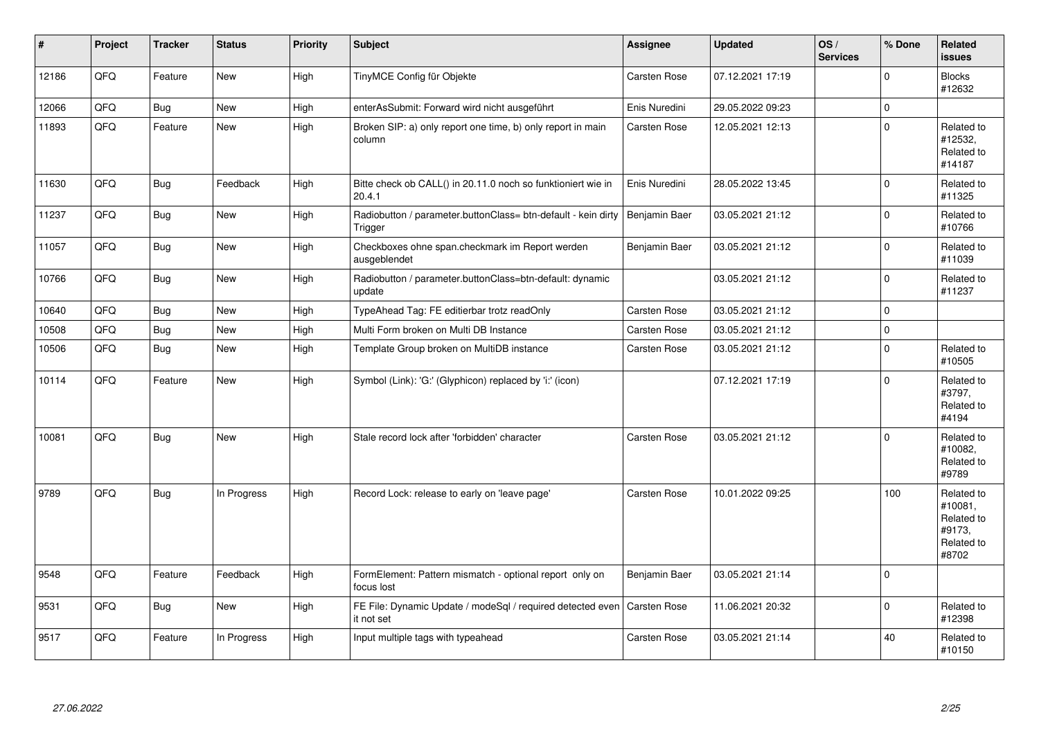| # | Project | Tracker | Status | Priority | Subject | Assignee | Updated | OS / Services | % Done | Related issues |
|---|---|---|---|---|---|---|---|---|---|---|
| 12186 | QFQ | Feature | New | High | TinyMCE Config für Objekte | Carsten Rose | 07.12.2021 17:19 | | 0 | Blocks #12632 |
| 12066 | QFQ | Bug | New | High | enterAsSubmit: Forward wird nicht ausgeführt | Enis Nuredini | 29.05.2022 09:23 | | 0 | |
| 11893 | QFQ | Feature | New | High | Broken SIP: a) only report one time, b) only report in main column | Carsten Rose | 12.05.2021 12:13 | | 0 | Related to #12532, Related to #14187 |
| 11630 | QFQ | Bug | Feedback | High | Bitte check ob CALL() in 20.11.0 noch so funktioniert wie in 20.4.1 | Enis Nuredini | 28.05.2022 13:45 | | 0 | Related to #11325 |
| 11237 | QFQ | Bug | New | High | Radiobutton / parameter.buttonClass= btn-default - kein dirty Trigger | Benjamin Baer | 03.05.2021 21:12 | | 0 | Related to #10766 |
| 11057 | QFQ | Bug | New | High | Checkboxes ohne span.checkmark im Report werden ausgeblendet | Benjamin Baer | 03.05.2021 21:12 | | 0 | Related to #11039 |
| 10766 | QFQ | Bug | New | High | Radiobutton / parameter.buttonClass=btn-default: dynamic update | | 03.05.2021 21:12 | | 0 | Related to #11237 |
| 10640 | QFQ | Bug | New | High | TypeAhead Tag: FE editierbar trotz readOnly | Carsten Rose | 03.05.2021 21:12 | | 0 | |
| 10508 | QFQ | Bug | New | High | Multi Form broken on Multi DB Instance | Carsten Rose | 03.05.2021 21:12 | | 0 | |
| 10506 | QFQ | Bug | New | High | Template Group broken on MultiDB instance | Carsten Rose | 03.05.2021 21:12 | | 0 | Related to #10505 |
| 10114 | QFQ | Feature | New | High | Symbol (Link): 'G:' (Glyphicon) replaced by 'i:' (icon) | | 07.12.2021 17:19 | | 0 | Related to #3797, Related to #4194 |
| 10081 | QFQ | Bug | New | High | Stale record lock after 'forbidden' character | Carsten Rose | 03.05.2021 21:12 | | 0 | Related to #10082, Related to #9789 |
| 9789 | QFQ | Bug | In Progress | High | Record Lock: release to early on 'leave page' | Carsten Rose | 10.01.2022 09:25 | | 100 | Related to #10081, Related to #9173, Related to #8702 |
| 9548 | QFQ | Feature | Feedback | High | FormElement: Pattern mismatch - optional report only on focus lost | Benjamin Baer | 03.05.2021 21:14 | | 0 | |
| 9531 | QFQ | Bug | New | High | FE File: Dynamic Update / modeSql / required detected even it not set | Carsten Rose | 11.06.2021 20:32 | | 0 | Related to #12398 |
| 9517 | QFQ | Feature | In Progress | High | Input multiple tags with typeahead | Carsten Rose | 03.05.2021 21:14 | | 40 | Related to #10150 |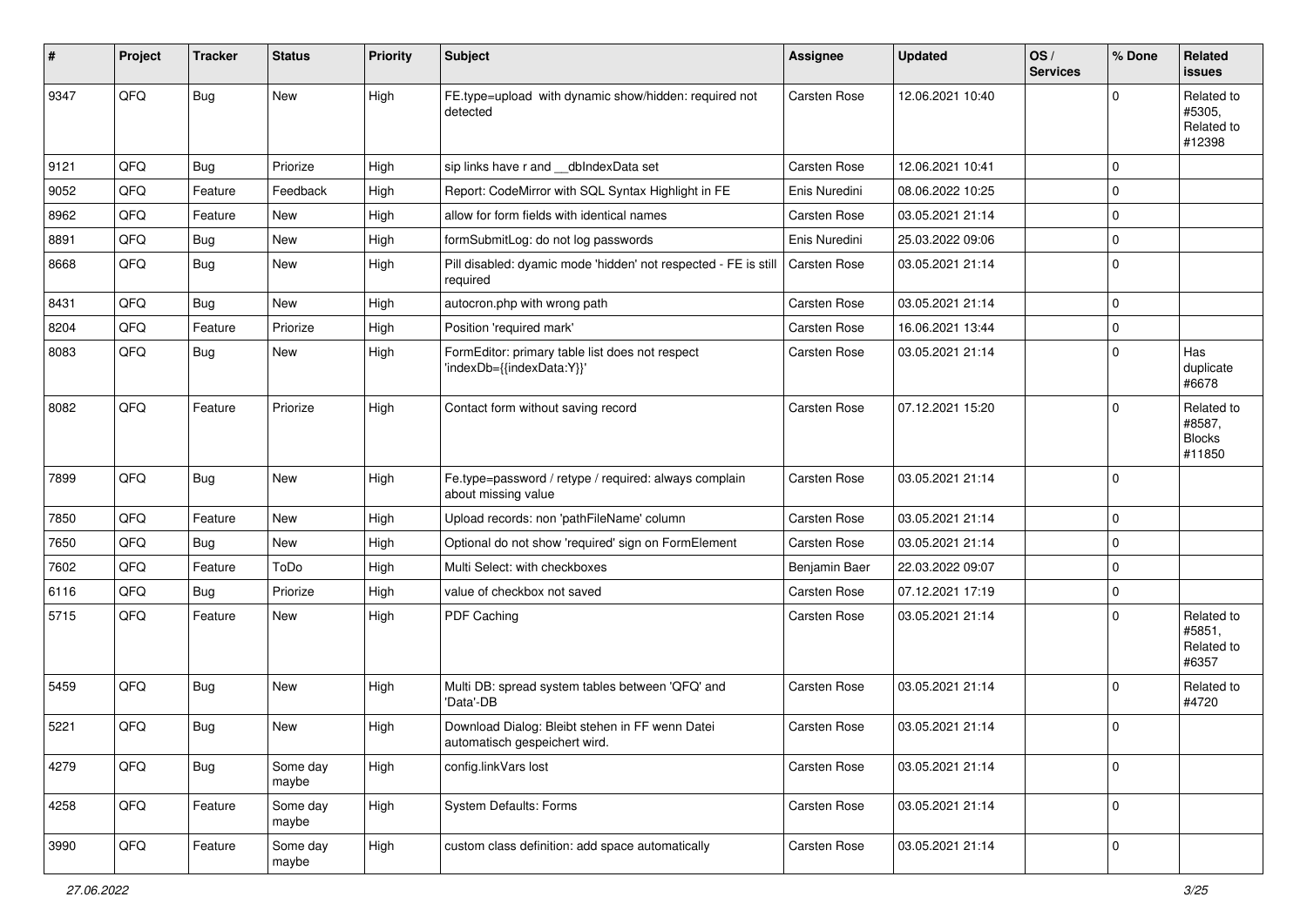| # | Project | Tracker | Status | Priority | Subject | Assignee | Updated | OS / Services | % Done | Related issues |
|---|---|---|---|---|---|---|---|---|---|---|
| 9347 | QFQ | Bug | New | High | FE.type=upload with dynamic show/hidden: required not detected | Carsten Rose | 12.06.2021 10:40 | | 0 | Related to #5305, Related to #12398 |
| 9121 | QFQ | Bug | Priorize | High | sip links have r and __dbIndexData set | Carsten Rose | 12.06.2021 10:41 | | 0 | |
| 9052 | QFQ | Feature | Feedback | High | Report: CodeMirror with SQL Syntax Highlight in FE | Enis Nuredini | 08.06.2022 10:25 | | 0 | |
| 8962 | QFQ | Feature | New | High | allow for form fields with identical names | Carsten Rose | 03.05.2021 21:14 | | 0 | |
| 8891 | QFQ | Bug | New | High | formSubmitLog: do not log passwords | Enis Nuredini | 25.03.2022 09:06 | | 0 | |
| 8668 | QFQ | Bug | New | High | Pill disabled: dyamic mode 'hidden' not respected - FE is still required | Carsten Rose | 03.05.2021 21:14 | | 0 | |
| 8431 | QFQ | Bug | New | High | autocron.php with wrong path | Carsten Rose | 03.05.2021 21:14 | | 0 | |
| 8204 | QFQ | Feature | Priorize | High | Position 'required mark' | Carsten Rose | 16.06.2021 13:44 | | 0 | |
| 8083 | QFQ | Bug | New | High | FormEditor: primary table list does not respect 'indexDb={{indexData:Y}}' | Carsten Rose | 03.05.2021 21:14 | | 0 | Has duplicate #6678 |
| 8082 | QFQ | Feature | Priorize | High | Contact form without saving record | Carsten Rose | 07.12.2021 15:20 | | 0 | Related to #8587, Blocks #11850 |
| 7899 | QFQ | Bug | New | High | Fe.type=password / retype / required: always complain about missing value | Carsten Rose | 03.05.2021 21:14 | | 0 | |
| 7850 | QFQ | Feature | New | High | Upload records: non 'pathFileName' column | Carsten Rose | 03.05.2021 21:14 | | 0 | |
| 7650 | QFQ | Bug | New | High | Optional do not show 'required' sign on FormElement | Carsten Rose | 03.05.2021 21:14 | | 0 | |
| 7602 | QFQ | Feature | ToDo | High | Multi Select: with checkboxes | Benjamin Baer | 22.03.2022 09:07 | | 0 | |
| 6116 | QFQ | Bug | Priorize | High | value of checkbox not saved | Carsten Rose | 07.12.2021 17:19 | | 0 | |
| 5715 | QFQ | Feature | New | High | PDF Caching | Carsten Rose | 03.05.2021 21:14 | | 0 | Related to #5851, Related to #6357 |
| 5459 | QFQ | Bug | New | High | Multi DB: spread system tables between 'QFQ' and 'Data'-DB | Carsten Rose | 03.05.2021 21:14 | | 0 | Related to #4720 |
| 5221 | QFQ | Bug | New | High | Download Dialog: Bleibt stehen in FF wenn Datei automatisch gespeichert wird. | Carsten Rose | 03.05.2021 21:14 | | 0 | |
| 4279 | QFQ | Bug | Some day maybe | High | config.linkVars lost | Carsten Rose | 03.05.2021 21:14 | | 0 | |
| 4258 | QFQ | Feature | Some day maybe | High | System Defaults: Forms | Carsten Rose | 03.05.2021 21:14 | | 0 | |
| 3990 | QFQ | Feature | Some day maybe | High | custom class definition: add space automatically | Carsten Rose | 03.05.2021 21:14 | | 0 | |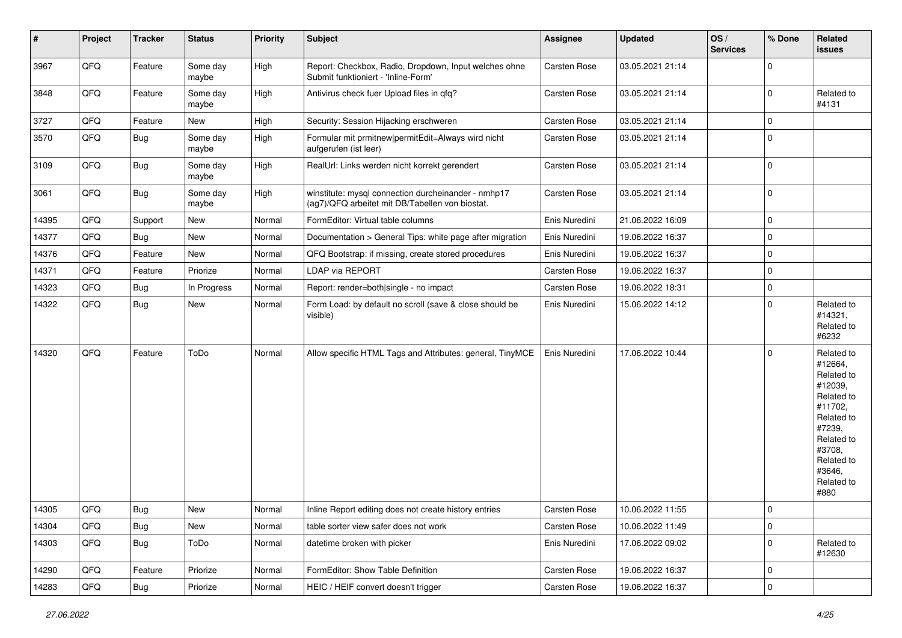| # | Project | Tracker | Status | Priority | Subject | Assignee | Updated | OS / Services | % Done | Related issues |
|---|---|---|---|---|---|---|---|---|---|---|
| 3967 | QFQ | Feature | Some day maybe | High | Report: Checkbox, Radio, Dropdown, Input welches ohne Submit funktioniert - 'Inline-Form' | Carsten Rose | 03.05.2021 21:14 | | 0 | |
| 3848 | QFQ | Feature | Some day maybe | High | Antivirus check fuer Upload files in qfq? | Carsten Rose | 03.05.2021 21:14 | | 0 | Related to #4131 |
| 3727 | QFQ | Feature | New | High | Security: Session Hijacking erschweren | Carsten Rose | 03.05.2021 21:14 | | 0 | |
| 3570 | QFQ | Bug | Some day maybe | High | Formular mit prmitnew\|permitEdit=Always wird nicht aufgerufen (ist leer) | Carsten Rose | 03.05.2021 21:14 | | 0 | |
| 3109 | QFQ | Bug | Some day maybe | High | RealUrl: Links werden nicht korrekt gerendert | Carsten Rose | 03.05.2021 21:14 | | 0 | |
| 3061 | QFQ | Bug | Some day maybe | High | winstitute: mysql connection durcheinander - nmhp17 (ag7)/QFQ arbeitet mit DB/Tabellen von biostat. | Carsten Rose | 03.05.2021 21:14 | | 0 | |
| 14395 | QFQ | Support | New | Normal | FormEditor: Virtual table columns | Enis Nuredini | 21.06.2022 16:09 | | 0 | |
| 14377 | QFQ | Bug | New | Normal | Documentation > General Tips: white page after migration | Enis Nuredini | 19.06.2022 16:37 | | 0 | |
| 14376 | QFQ | Feature | New | Normal | QFQ Bootstrap: if missing, create stored procedures | Enis Nuredini | 19.06.2022 16:37 | | 0 | |
| 14371 | QFQ | Feature | Priorize | Normal | LDAP via REPORT | Carsten Rose | 19.06.2022 16:37 | | 0 | |
| 14323 | QFQ | Bug | In Progress | Normal | Report: render=both\|single - no impact | Carsten Rose | 19.06.2022 18:31 | | 0 | |
| 14322 | QFQ | Bug | New | Normal | Form Load: by default no scroll (save & close should be visible) | Enis Nuredini | 15.06.2022 14:12 | | 0 | Related to #14321, Related to #6232 |
| 14320 | QFQ | Feature | ToDo | Normal | Allow specific HTML Tags and Attributes: general, TinyMCE | Enis Nuredini | 17.06.2022 10:44 | | 0 | Related to #12664, Related to #12039, Related to #11702, Related to #7239, Related to #3708, Related to #3646, Related to #880 |
| 14305 | QFQ | Bug | New | Normal | Inline Report editing does not create history entries | Carsten Rose | 10.06.2022 11:55 | | 0 | |
| 14304 | QFQ | Bug | New | Normal | table sorter view safer does not work | Carsten Rose | 10.06.2022 11:49 | | 0 | |
| 14303 | QFQ | Bug | ToDo | Normal | datetime broken with picker | Enis Nuredini | 17.06.2022 09:02 | | 0 | Related to #12630 |
| 14290 | QFQ | Feature | Priorize | Normal | FormEditor: Show Table Definition | Carsten Rose | 19.06.2022 16:37 | | 0 | |
| 14283 | QFQ | Bug | Priorize | Normal | HEIC / HEIF convert doesn't trigger | Carsten Rose | 19.06.2022 16:37 | | 0 | |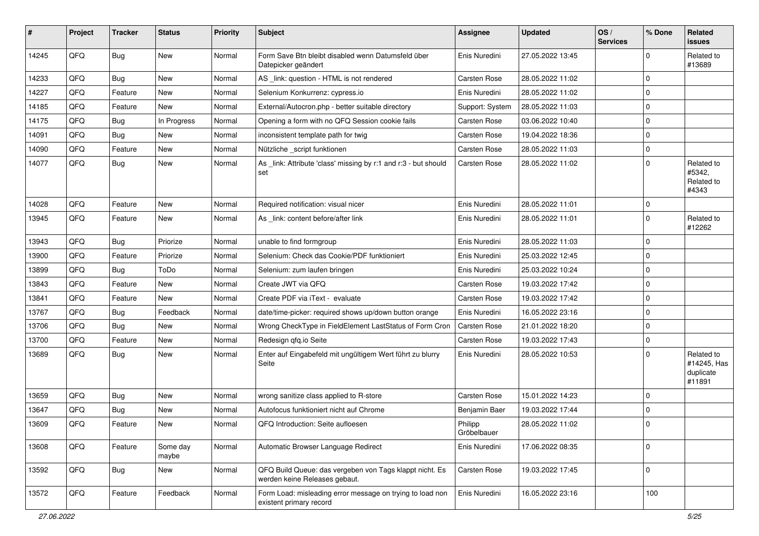| # | Project | Tracker | Status | Priority | Subject | Assignee | Updated | OS / Services | % Done | Related issues |
|---|---|---|---|---|---|---|---|---|---|---|
| 14245 | QFQ | Bug | New | Normal | Form Save Btn bleibt disabled wenn Datumsfeld über Datepicker geändert | Enis Nuredini | 27.05.2022 13:45 | | 0 | Related to #13689 |
| 14233 | QFQ | Bug | New | Normal | AS _link: question - HTML is not rendered | Carsten Rose | 28.05.2022 11:02 | | 0 | |
| 14227 | QFQ | Feature | New | Normal | Selenium Konkurrenz: cypress.io | Enis Nuredini | 28.05.2022 11:02 | | 0 | |
| 14185 | QFQ | Feature | New | Normal | External/Autocron.php - better suitable directory | Support: System | 28.05.2022 11:03 | | 0 | |
| 14175 | QFQ | Bug | In Progress | Normal | Opening a form with no QFQ Session cookie fails | Carsten Rose | 03.06.2022 10:40 | | 0 | |
| 14091 | QFQ | Bug | New | Normal | inconsistent template path for twig | Carsten Rose | 19.04.2022 18:36 | | 0 | |
| 14090 | QFQ | Feature | New | Normal | Nützliche _script funktionen | Carsten Rose | 28.05.2022 11:03 | | 0 | |
| 14077 | QFQ | Bug | New | Normal | As _link: Attribute 'class' missing by r:1 and r:3 - but should set | Carsten Rose | 28.05.2022 11:02 | | 0 | Related to #5342, Related to #4343 |
| 14028 | QFQ | Feature | New | Normal | Required notification: visual nicer | Enis Nuredini | 28.05.2022 11:01 | | 0 | |
| 13945 | QFQ | Feature | New | Normal | As _link: content before/after link | Enis Nuredini | 28.05.2022 11:01 | | 0 | Related to #12262 |
| 13943 | QFQ | Bug | Priorize | Normal | unable to find formgroup | Enis Nuredini | 28.05.2022 11:03 | | 0 | |
| 13900 | QFQ | Feature | Priorize | Normal | Selenium: Check das Cookie/PDF funktioniert | Enis Nuredini | 25.03.2022 12:45 | | 0 | |
| 13899 | QFQ | Bug | ToDo | Normal | Selenium: zum laufen bringen | Enis Nuredini | 25.03.2022 10:24 | | 0 | |
| 13843 | QFQ | Feature | New | Normal | Create JWT via QFQ | Carsten Rose | 19.03.2022 17:42 | | 0 | |
| 13841 | QFQ | Feature | New | Normal | Create PDF via iText - evaluate | Carsten Rose | 19.03.2022 17:42 | | 0 | |
| 13767 | QFQ | Bug | Feedback | Normal | date/time-picker: required shows up/down button orange | Enis Nuredini | 16.05.2022 23:16 | | 0 | |
| 13706 | QFQ | Bug | New | Normal | Wrong CheckType in FieldElement LastStatus of Form Cron | Carsten Rose | 21.01.2022 18:20 | | 0 | |
| 13700 | QFQ | Feature | New | Normal | Redesign qfq.io Seite | Carsten Rose | 19.03.2022 17:43 | | 0 | |
| 13689 | QFQ | Bug | New | Normal | Enter auf Eingabefeld mit ungültigem Wert führt zu blurry Seite | Enis Nuredini | 28.05.2022 10:53 | | 0 | Related to #14245, Has duplicate #11891 |
| 13659 | QFQ | Bug | New | Normal | wrong sanitize class applied to R-store | Carsten Rose | 15.01.2022 14:23 | | 0 | |
| 13647 | QFQ | Bug | New | Normal | Autofocus funktioniert nicht auf Chrome | Benjamin Baer | 19.03.2022 17:44 | | 0 | |
| 13609 | QFQ | Feature | New | Normal | QFQ Introduction: Seite aufloesen | Philipp Gröbelbauer | 28.05.2022 11:02 | | 0 | |
| 13608 | QFQ | Feature | Some day maybe | Normal | Automatic Browser Language Redirect | Enis Nuredini | 17.06.2022 08:35 | | 0 | |
| 13592 | QFQ | Bug | New | Normal | QFQ Build Queue: das vergeben von Tags klappt nicht. Es werden keine Releases gebaut. | Carsten Rose | 19.03.2022 17:45 | | 0 | |
| 13572 | QFQ | Feature | Feedback | Normal | Form Load: misleading error message on trying to load non existent primary record | Enis Nuredini | 16.05.2022 23:16 | | 100 | |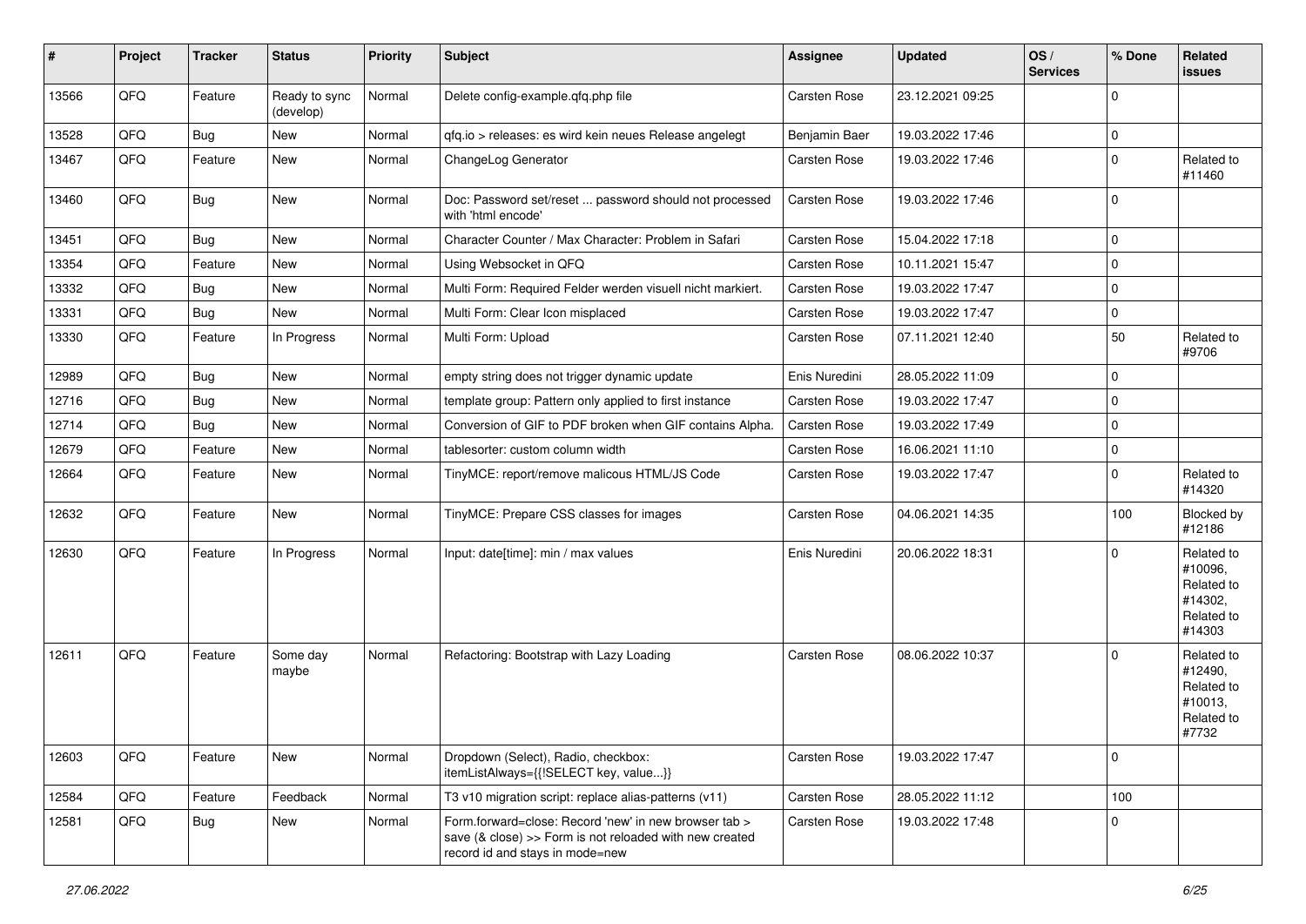| # | Project | Tracker | Status | Priority | Subject | Assignee | Updated | OS / Services | % Done | Related issues |
|---|---|---|---|---|---|---|---|---|---|---|
| 13566 | QFQ | Feature | Ready to sync (develop) | Normal | Delete config-example.qfq.php file | Carsten Rose | 23.12.2021 09:25 | | 0 | |
| 13528 | QFQ | Bug | New | Normal | qfq.io > releases: es wird kein neues Release angelegt | Benjamin Baer | 19.03.2022 17:46 | | 0 | |
| 13467 | QFQ | Feature | New | Normal | ChangeLog Generator | Carsten Rose | 19.03.2022 17:46 | | 0 | Related to #11460 |
| 13460 | QFQ | Bug | New | Normal | Doc: Password set/reset ... password should not processed with 'html encode' | Carsten Rose | 19.03.2022 17:46 | | 0 | |
| 13451 | QFQ | Bug | New | Normal | Character Counter / Max Character: Problem in Safari | Carsten Rose | 15.04.2022 17:18 | | 0 | |
| 13354 | QFQ | Feature | New | Normal | Using Websocket in QFQ | Carsten Rose | 10.11.2021 15:47 | | 0 | |
| 13332 | QFQ | Bug | New | Normal | Multi Form: Required Felder werden visuell nicht markiert. | Carsten Rose | 19.03.2022 17:47 | | 0 | |
| 13331 | QFQ | Bug | New | Normal | Multi Form: Clear Icon misplaced | Carsten Rose | 19.03.2022 17:47 | | 0 | |
| 13330 | QFQ | Feature | In Progress | Normal | Multi Form: Upload | Carsten Rose | 07.11.2021 12:40 | | 50 | Related to #9706 |
| 12989 | QFQ | Bug | New | Normal | empty string does not trigger dynamic update | Enis Nuredini | 28.05.2022 11:09 | | 0 | |
| 12716 | QFQ | Bug | New | Normal | template group: Pattern only applied to first instance | Carsten Rose | 19.03.2022 17:47 | | 0 | |
| 12714 | QFQ | Bug | New | Normal | Conversion of GIF to PDF broken when GIF contains Alpha. | Carsten Rose | 19.03.2022 17:49 | | 0 | |
| 12679 | QFQ | Feature | New | Normal | tablesorter: custom column width | Carsten Rose | 16.06.2021 11:10 | | 0 | |
| 12664 | QFQ | Feature | New | Normal | TinyMCE: report/remove malicous HTML/JS Code | Carsten Rose | 19.03.2022 17:47 | | 0 | Related to #14320 |
| 12632 | QFQ | Feature | New | Normal | TinyMCE: Prepare CSS classes for images | Carsten Rose | 04.06.2021 14:35 | | 100 | Blocked by #12186 |
| 12630 | QFQ | Feature | In Progress | Normal | Input: date[time]: min / max values | Enis Nuredini | 20.06.2022 18:31 | | 0 | Related to #10096, Related to #14302, Related to #14303 |
| 12611 | QFQ | Feature | Some day maybe | Normal | Refactoring: Bootstrap with Lazy Loading | Carsten Rose | 08.06.2022 10:37 | | 0 | Related to #12490, Related to #10013, Related to #7732 |
| 12603 | QFQ | Feature | New | Normal | Dropdown (Select), Radio, checkbox: itemListAlways={{!SELECT key, value...}} | Carsten Rose | 19.03.2022 17:47 | | 0 | |
| 12584 | QFQ | Feature | Feedback | Normal | T3 v10 migration script: replace alias-patterns (v11) | Carsten Rose | 28.05.2022 11:12 | | 100 | |
| 12581 | QFQ | Bug | New | Normal | Form.forward=close: Record 'new' in new browser tab > save (& close) >> Form is not reloaded with new created record id and stays in mode=new | Carsten Rose | 19.03.2022 17:48 | | 0 | |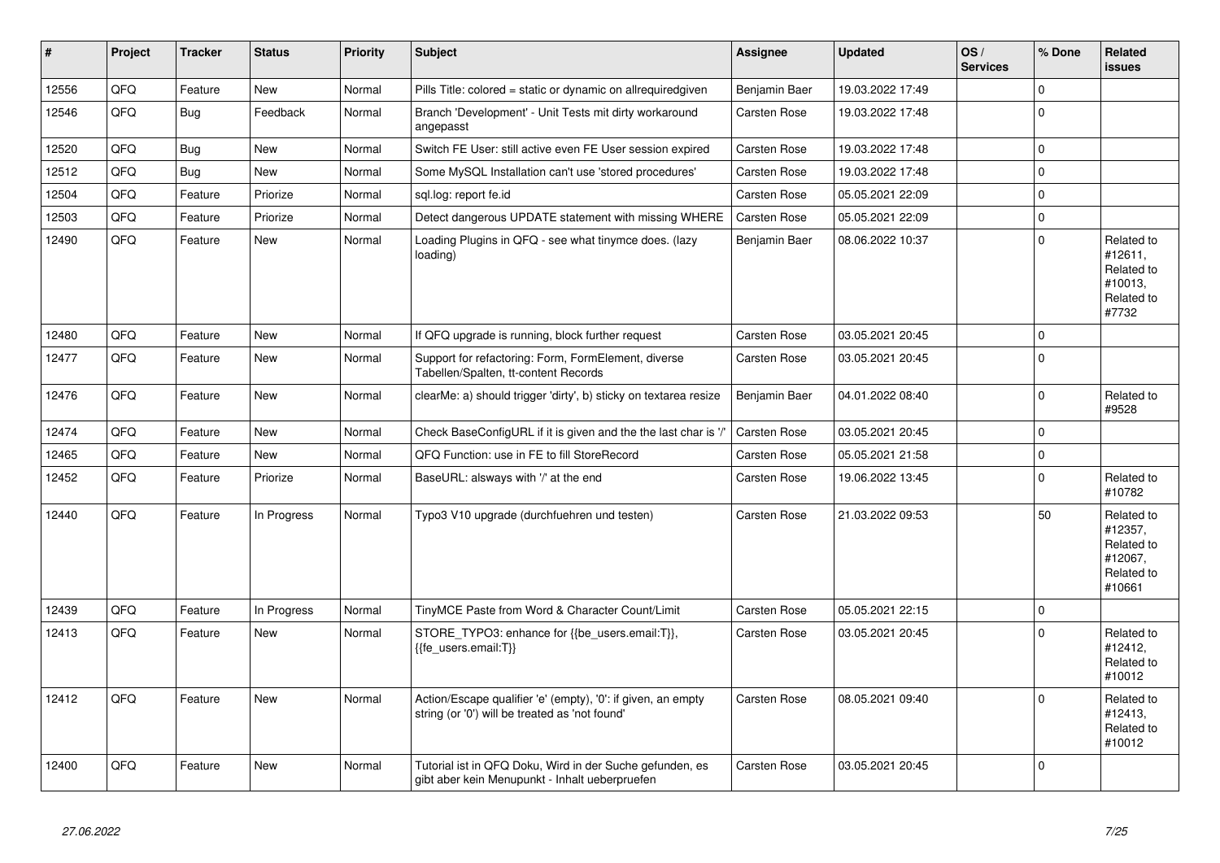| # | Project | Tracker | Status | Priority | Subject | Assignee | Updated | OS / Services | % Done | Related issues |
|---|---|---|---|---|---|---|---|---|---|---|
| 12556 | QFQ | Feature | New | Normal | Pills Title: colored = static or dynamic on allrequiredgiven | Benjamin Baer | 19.03.2022 17:49 | | 0 | |
| 12546 | QFQ | Bug | Feedback | Normal | Branch 'Development' - Unit Tests mit dirty workaround angepasst | Carsten Rose | 19.03.2022 17:48 | | 0 | |
| 12520 | QFQ | Bug | New | Normal | Switch FE User: still active even FE User session expired | Carsten Rose | 19.03.2022 17:48 | | 0 | |
| 12512 | QFQ | Bug | New | Normal | Some MySQL Installation can't use 'stored procedures' | Carsten Rose | 19.03.2022 17:48 | | 0 | |
| 12504 | QFQ | Feature | Priorize | Normal | sql.log: report fe.id | Carsten Rose | 05.05.2021 22:09 | | 0 | |
| 12503 | QFQ | Feature | Priorize | Normal | Detect dangerous UPDATE statement with missing WHERE | Carsten Rose | 05.05.2021 22:09 | | 0 | |
| 12490 | QFQ | Feature | New | Normal | Loading Plugins in QFQ - see what tinymce does. (lazy loading) | Benjamin Baer | 08.06.2022 10:37 | | 0 | Related to #12611, Related to #10013, Related to #7732 |
| 12480 | QFQ | Feature | New | Normal | If QFQ upgrade is running, block further request | Carsten Rose | 03.05.2021 20:45 | | 0 | |
| 12477 | QFQ | Feature | New | Normal | Support for refactoring: Form, FormElement, diverse Tabellen/Spalten, tt-content Records | Carsten Rose | 03.05.2021 20:45 | | 0 | |
| 12476 | QFQ | Feature | New | Normal | clearMe: a) should trigger 'dirty', b) sticky on textarea resize | Benjamin Baer | 04.01.2022 08:40 | | 0 | Related to #9528 |
| 12474 | QFQ | Feature | New | Normal | Check BaseConfigURL if it is given and the the last char is '/' | Carsten Rose | 03.05.2021 20:45 | | 0 | |
| 12465 | QFQ | Feature | New | Normal | QFQ Function: use in FE to fill StoreRecord | Carsten Rose | 05.05.2021 21:58 | | 0 | |
| 12452 | QFQ | Feature | Priorize | Normal | BaseURL: alsways with '/' at the end | Carsten Rose | 19.06.2022 13:45 | | 0 | Related to #10782 |
| 12440 | QFQ | Feature | In Progress | Normal | Typo3 V10 upgrade (durchfuehren und testen) | Carsten Rose | 21.03.2022 09:53 | | 50 | Related to #12357, Related to #12067, Related to #10661 |
| 12439 | QFQ | Feature | In Progress | Normal | TinyMCE Paste from Word & Character Count/Limit | Carsten Rose | 05.05.2021 22:15 | | 0 | |
| 12413 | QFQ | Feature | New | Normal | STORE_TYPO3: enhance for {{be_users.email:T}}, {{fe_users.email:T}} | Carsten Rose | 03.05.2021 20:45 | | 0 | Related to #12412, Related to #10012 |
| 12412 | QFQ | Feature | New | Normal | Action/Escape qualifier 'e' (empty), '0': if given, an empty string (or '0') will be treated as 'not found' | Carsten Rose | 08.05.2021 09:40 | | 0 | Related to #12413, Related to #10012 |
| 12400 | QFQ | Feature | New | Normal | Tutorial ist in QFQ Doku, Wird in der Suche gefunden, es gibt aber kein Menupunkt - Inhalt ueberpruefen | Carsten Rose | 03.05.2021 20:45 | | 0 | |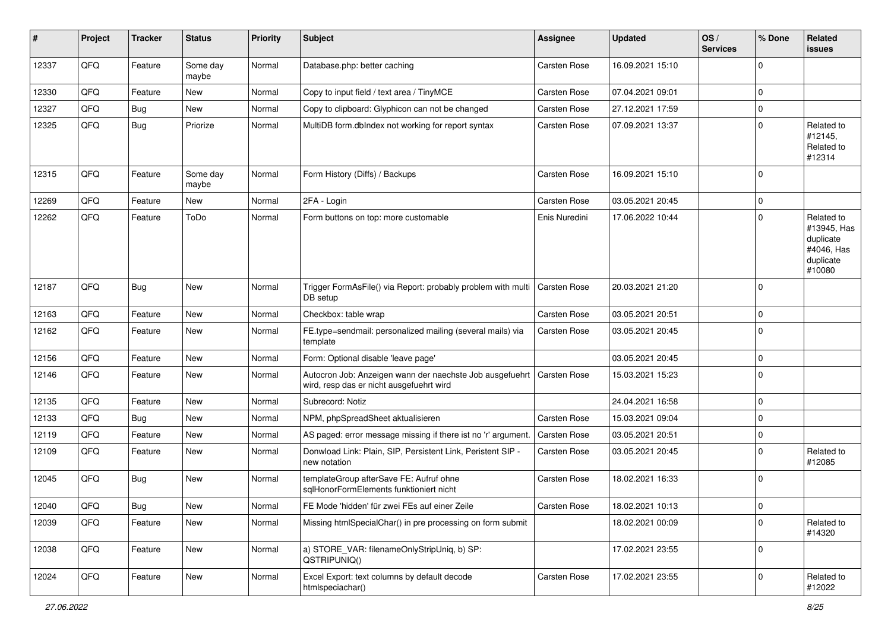| # | Project | Tracker | Status | Priority | Subject | Assignee | Updated | OS / Services | % Done | Related issues |
|---|---|---|---|---|---|---|---|---|---|---|
| 12337 | QFQ | Feature | Some day maybe | Normal | Database.php: better caching | Carsten Rose | 16.09.2021 15:10 | | 0 | |
| 12330 | QFQ | Feature | New | Normal | Copy to input field / text area / TinyMCE | Carsten Rose | 07.04.2021 09:01 | | 0 | |
| 12327 | QFQ | Bug | New | Normal | Copy to clipboard: Glyphicon can not be changed | Carsten Rose | 27.12.2021 17:59 | | 0 | |
| 12325 | QFQ | Bug | Priorize | Normal | MultiDB form.dbIndex not working for report syntax | Carsten Rose | 07.09.2021 13:37 | | 0 | Related to #12145, Related to #12314 |
| 12315 | QFQ | Feature | Some day maybe | Normal | Form History (Diffs) / Backups | Carsten Rose | 16.09.2021 15:10 | | 0 | |
| 12269 | QFQ | Feature | New | Normal | 2FA - Login | Carsten Rose | 03.05.2021 20:45 | | 0 | |
| 12262 | QFQ | Feature | ToDo | Normal | Form buttons on top: more customable | Enis Nuredini | 17.06.2022 10:44 | | 0 | Related to #13945, Has duplicate #4046, Has duplicate #10080 |
| 12187 | QFQ | Bug | New | Normal | Trigger FormAsFile() via Report: probably problem with multi DB setup | Carsten Rose | 20.03.2021 21:20 | | 0 | |
| 12163 | QFQ | Feature | New | Normal | Checkbox: table wrap | Carsten Rose | 03.05.2021 20:51 | | 0 | |
| 12162 | QFQ | Feature | New | Normal | FE.type=sendmail: personalized mailing (several mails) via template | Carsten Rose | 03.05.2021 20:45 | | 0 | |
| 12156 | QFQ | Feature | New | Normal | Form: Optional disable 'leave page' | | 03.05.2021 20:45 | | 0 | |
| 12146 | QFQ | Feature | New | Normal | Autocron Job: Anzeigen wann der naechste Job ausgefuehrt wird, resp das er nicht ausgefuehrt wird | Carsten Rose | 15.03.2021 15:23 | | 0 | |
| 12135 | QFQ | Feature | New | Normal | Subrecord: Notiz | | 24.04.2021 16:58 | | 0 | |
| 12133 | QFQ | Bug | New | Normal | NPM, phpSpreadSheet aktualisieren | Carsten Rose | 15.03.2021 09:04 | | 0 | |
| 12119 | QFQ | Feature | New | Normal | AS paged: error message missing if there ist no 'r' argument. | Carsten Rose | 03.05.2021 20:51 | | 0 | |
| 12109 | QFQ | Feature | New | Normal | Donwload Link: Plain, SIP, Persistent Link, Peristent SIP - new notation | Carsten Rose | 03.05.2021 20:45 | | 0 | Related to #12085 |
| 12045 | QFQ | Bug | New | Normal | templateGroup afterSave FE: Aufruf ohne sqlHonorFormElements funktioniert nicht | Carsten Rose | 18.02.2021 16:33 | | 0 | |
| 12040 | QFQ | Bug | New | Normal | FE Mode 'hidden' für zwei FEs auf einer Zeile | Carsten Rose | 18.02.2021 10:13 | | 0 | |
| 12039 | QFQ | Feature | New | Normal | Missing htmlSpecialChar() in pre processing on form submit | | 18.02.2021 00:09 | | 0 | Related to #14320 |
| 12038 | QFQ | Feature | New | Normal | a) STORE_VAR: filenameOnlyStripUniq, b) SP: QSTRIPUNIQ() | | 17.02.2021 23:55 | | 0 | |
| 12024 | QFQ | Feature | New | Normal | Excel Export: text columns by default decode htmlspeciachar() | Carsten Rose | 17.02.2021 23:55 | | 0 | Related to #12022 |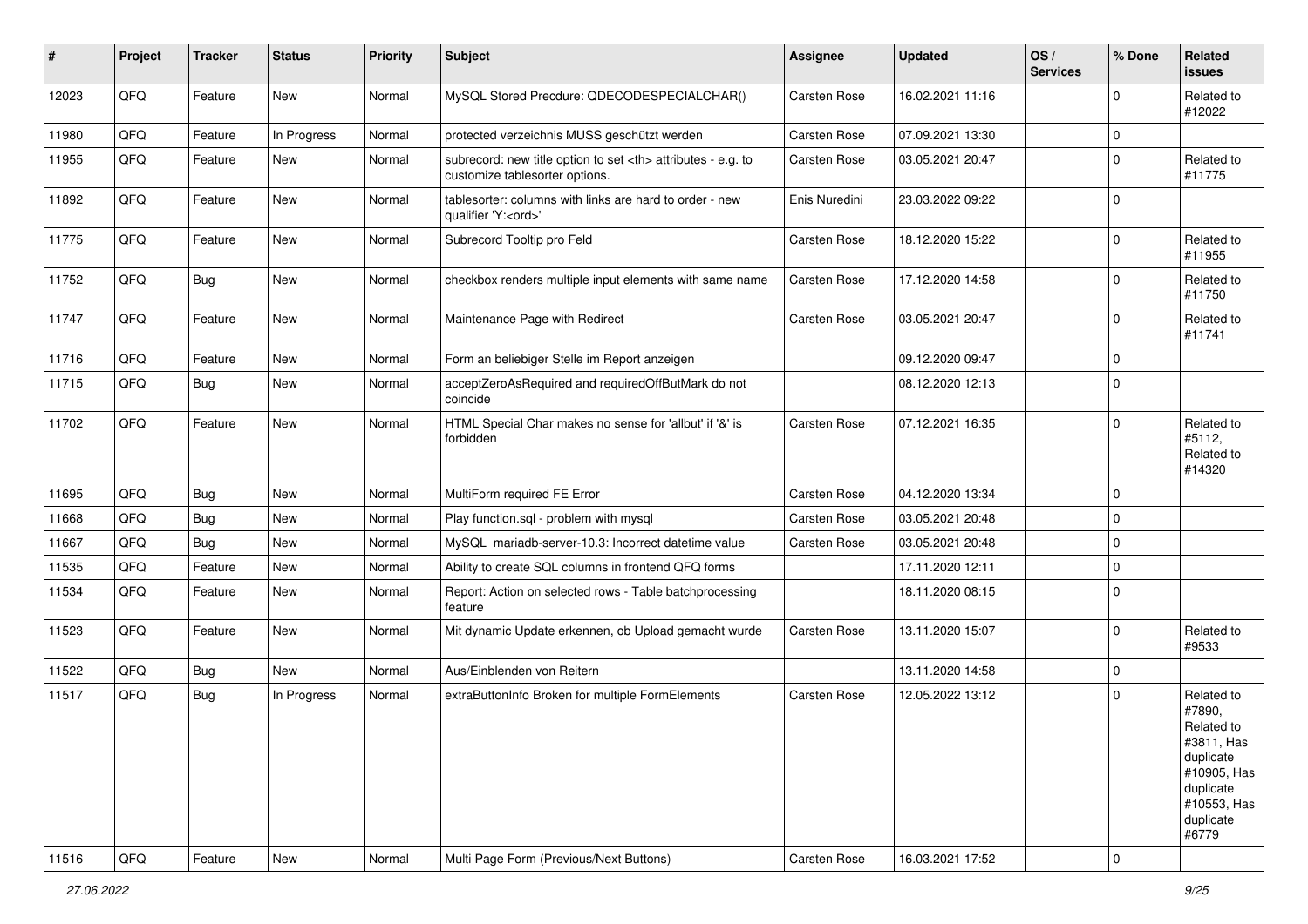| # | Project | Tracker | Status | Priority | Subject | Assignee | Updated | OS / Services | % Done | Related issues |
|---|---|---|---|---|---|---|---|---|---|---|
| 12023 | QFQ | Feature | New | Normal | MySQL Stored Precdure: QDECODESPECIALCHAR() | Carsten Rose | 16.02.2021 11:16 | | 0 | Related to #12022 |
| 11980 | QFQ | Feature | In Progress | Normal | protected verzeichnis MUSS geschützt werden | Carsten Rose | 07.09.2021 13:30 | | 0 | |
| 11955 | QFQ | Feature | New | Normal | subrecord: new title option to set <th> attributes - e.g. to customize tablesorter options. | Carsten Rose | 03.05.2021 20:47 | | 0 | Related to #11775 |
| 11892 | QFQ | Feature | New | Normal | tablesorter: columns with links are hard to order - new qualifier 'Y:<ord>' | Enis Nuredini | 23.03.2022 09:22 | | 0 | |
| 11775 | QFQ | Feature | New | Normal | Subrecord Tooltip pro Feld | Carsten Rose | 18.12.2020 15:22 | | 0 | Related to #11955 |
| 11752 | QFQ | Bug | New | Normal | checkbox renders multiple input elements with same name | Carsten Rose | 17.12.2020 14:58 | | 0 | Related to #11750 |
| 11747 | QFQ | Feature | New | Normal | Maintenance Page with Redirect | Carsten Rose | 03.05.2021 20:47 | | 0 | Related to #11741 |
| 11716 | QFQ | Feature | New | Normal | Form an beliebiger Stelle im Report anzeigen | | 09.12.2020 09:47 | | 0 | |
| 11715 | QFQ | Bug | New | Normal | acceptZeroAsRequired and requiredOffButMark do not coincide | | 08.12.2020 12:13 | | 0 | |
| 11702 | QFQ | Feature | New | Normal | HTML Special Char makes no sense for 'allbut' if '&' is forbidden | Carsten Rose | 07.12.2021 16:35 | | 0 | Related to #5112, Related to #14320 |
| 11695 | QFQ | Bug | New | Normal | MultiForm required FE Error | Carsten Rose | 04.12.2020 13:34 | | 0 | |
| 11668 | QFQ | Bug | New | Normal | Play function.sql - problem with mysql | Carsten Rose | 03.05.2021 20:48 | | 0 | |
| 11667 | QFQ | Bug | New | Normal | MySQL mariadb-server-10.3: Incorrect datetime value | Carsten Rose | 03.05.2021 20:48 | | 0 | |
| 11535 | QFQ | Feature | New | Normal | Ability to create SQL columns in frontend QFQ forms | | 17.11.2020 12:11 | | 0 | |
| 11534 | QFQ | Feature | New | Normal | Report: Action on selected rows - Table batchprocessing feature | | 18.11.2020 08:15 | | 0 | |
| 11523 | QFQ | Feature | New | Normal | Mit dynamic Update erkennen, ob Upload gemacht wurde | Carsten Rose | 13.11.2020 15:07 | | 0 | Related to #9533 |
| 11522 | QFQ | Bug | New | Normal | Aus/Einblenden von Reitern | | 13.11.2020 14:58 | | 0 | |
| 11517 | QFQ | Bug | In Progress | Normal | extraButtonInfo Broken for multiple FormElements | Carsten Rose | 12.05.2022 13:12 | | 0 | Related to #7890, Related to #3811, Has duplicate #10905, Has duplicate #10553, Has duplicate #6779 |
| 11516 | QFQ | Feature | New | Normal | Multi Page Form (Previous/Next Buttons) | Carsten Rose | 16.03.2021 17:52 | | 0 | |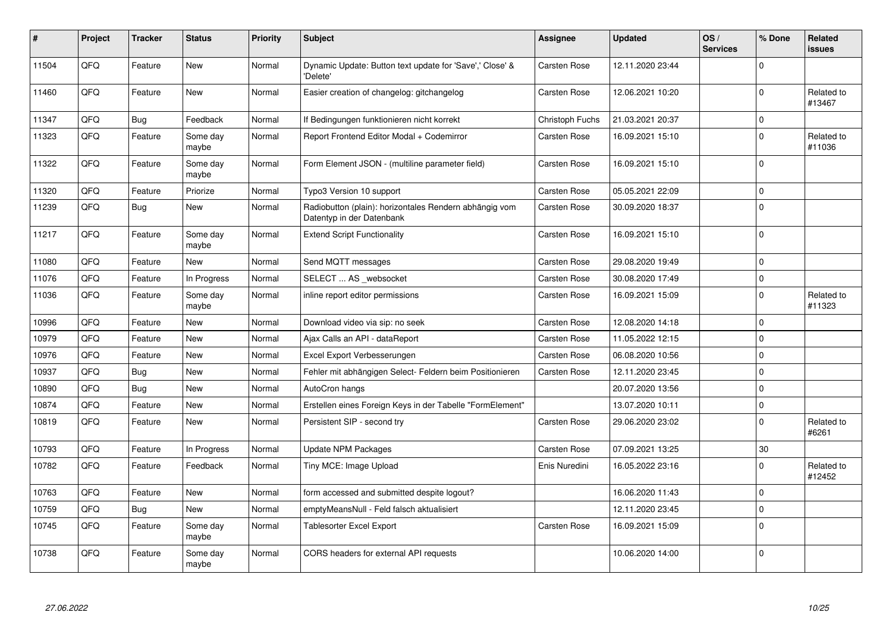| # | Project | Tracker | Status | Priority | Subject | Assignee | Updated | OS / Services | % Done | Related issues |
|---|---|---|---|---|---|---|---|---|---|---|
| 11504 | QFQ | Feature | New | Normal | Dynamic Update: Button text update for 'Save',' Close' & 'Delete' | Carsten Rose | 12.11.2020 23:44 | | 0 | |
| 11460 | QFQ | Feature | New | Normal | Easier creation of changelog: gitchangelog | Carsten Rose | 12.06.2021 10:20 | | 0 | Related to #13467 |
| 11347 | QFQ | Bug | Feedback | Normal | If Bedingungen funktionieren nicht korrekt | Christoph Fuchs | 21.03.2021 20:37 | | 0 | |
| 11323 | QFQ | Feature | Some day maybe | Normal | Report Frontend Editor Modal + Codemirror | Carsten Rose | 16.09.2021 15:10 | | 0 | Related to #11036 |
| 11322 | QFQ | Feature | Some day maybe | Normal | Form Element JSON - (multiline parameter field) | Carsten Rose | 16.09.2021 15:10 | | 0 | |
| 11320 | QFQ | Feature | Priorize | Normal | Typo3 Version 10 support | Carsten Rose | 05.05.2021 22:09 | | 0 | |
| 11239 | QFQ | Bug | New | Normal | Radiobutton (plain): horizontales Rendern abhängig vom Datentyp in der Datenbank | Carsten Rose | 30.09.2020 18:37 | | 0 | |
| 11217 | QFQ | Feature | Some day maybe | Normal | Extend Script Functionality | Carsten Rose | 16.09.2021 15:10 | | 0 | |
| 11080 | QFQ | Feature | New | Normal | Send MQTT messages | Carsten Rose | 29.08.2020 19:49 | | 0 | |
| 11076 | QFQ | Feature | In Progress | Normal | SELECT ... AS _websocket | Carsten Rose | 30.08.2020 17:49 | | 0 | |
| 11036 | QFQ | Feature | Some day maybe | Normal | inline report editor permissions | Carsten Rose | 16.09.2021 15:09 | | 0 | Related to #11323 |
| 10996 | QFQ | Feature | New | Normal | Download video via sip: no seek | Carsten Rose | 12.08.2020 14:18 | | 0 | |
| 10979 | QFQ | Feature | New | Normal | Ajax Calls an API - dataReport | Carsten Rose | 11.05.2022 12:15 | | 0 | |
| 10976 | QFQ | Feature | New | Normal | Excel Export Verbesserungen | Carsten Rose | 06.08.2020 10:56 | | 0 | |
| 10937 | QFQ | Bug | New | Normal | Fehler mit abhängigen Select- Feldern beim Positionieren | Carsten Rose | 12.11.2020 23:45 | | 0 | |
| 10890 | QFQ | Bug | New | Normal | AutoCron hangs | | 20.07.2020 13:56 | | 0 | |
| 10874 | QFQ | Feature | New | Normal | Erstellen eines Foreign Keys in der Tabelle "FormElement" | | 13.07.2020 10:11 | | 0 | |
| 10819 | QFQ | Feature | New | Normal | Persistent SIP - second try | Carsten Rose | 29.06.2020 23:02 | | 0 | Related to #6261 |
| 10793 | QFQ | Feature | In Progress | Normal | Update NPM Packages | Carsten Rose | 07.09.2021 13:25 | | 30 | |
| 10782 | QFQ | Feature | Feedback | Normal | Tiny MCE: Image Upload | Enis Nuredini | 16.05.2022 23:16 | | 0 | Related to #12452 |
| 10763 | QFQ | Feature | New | Normal | form accessed and submitted despite logout? | | 16.06.2020 11:43 | | 0 | |
| 10759 | QFQ | Bug | New | Normal | emptyMeansNull - Feld falsch aktualisiert | | 12.11.2020 23:45 | | 0 | |
| 10745 | QFQ | Feature | Some day maybe | Normal | Tablesorter Excel Export | Carsten Rose | 16.09.2021 15:09 | | 0 | |
| 10738 | QFQ | Feature | Some day maybe | Normal | CORS headers for external API requests | | 10.06.2020 14:00 | | 0 | |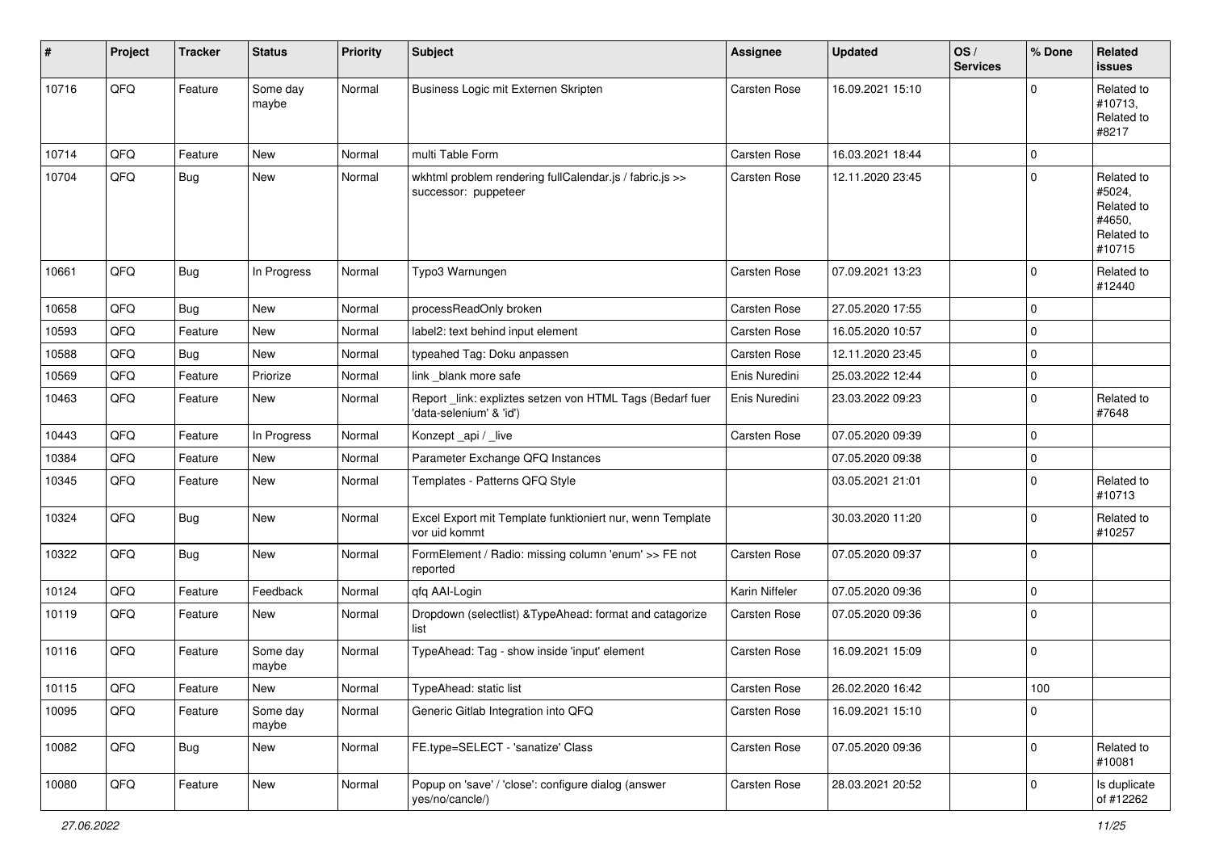| # | Project | Tracker | Status | Priority | Subject | Assignee | Updated | OS / Services | % Done | Related issues |
|---|---|---|---|---|---|---|---|---|---|---|
| 10716 | QFQ | Feature | Some day maybe | Normal | Business Logic mit Externen Skripten | Carsten Rose | 16.09.2021 15:10 | | 0 | Related to #10713, Related to #8217 |
| 10714 | QFQ | Feature | New | Normal | multi Table Form | Carsten Rose | 16.03.2021 18:44 | | 0 | |
| 10704 | QFQ | Bug | New | Normal | wkhtml problem rendering fullCalendar.js / fabric.js >> successor: puppeteer | Carsten Rose | 12.11.2020 23:45 | | 0 | Related to #5024, Related to #4650, Related to #10715 |
| 10661 | QFQ | Bug | In Progress | Normal | Typo3 Warnungen | Carsten Rose | 07.09.2021 13:23 | | 0 | Related to #12440 |
| 10658 | QFQ | Bug | New | Normal | processReadOnly broken | Carsten Rose | 27.05.2020 17:55 | | 0 | |
| 10593 | QFQ | Feature | New | Normal | label2: text behind input element | Carsten Rose | 16.05.2020 10:57 | | 0 | |
| 10588 | QFQ | Bug | New | Normal | typeahed Tag: Doku anpassen | Carsten Rose | 12.11.2020 23:45 | | 0 | |
| 10569 | QFQ | Feature | Priorize | Normal | link _blank more safe | Enis Nuredini | 25.03.2022 12:44 | | 0 | |
| 10463 | QFQ | Feature | New | Normal | Report _link: expliztes setzen von HTML Tags (Bedarf fuer 'data-selenium' & 'id') | Enis Nuredini | 23.03.2022 09:23 | | 0 | Related to #7648 |
| 10443 | QFQ | Feature | In Progress | Normal | Konzept _api / _live | Carsten Rose | 07.05.2020 09:39 | | 0 | |
| 10384 | QFQ | Feature | New | Normal | Parameter Exchange QFQ Instances | | 07.05.2020 09:38 | | 0 | |
| 10345 | QFQ | Feature | New | Normal | Templates - Patterns QFQ Style | | 03.05.2021 21:01 | | 0 | Related to #10713 |
| 10324 | QFQ | Bug | New | Normal | Excel Export mit Template funktioniert nur, wenn Template vor uid kommt | | 30.03.2020 11:20 | | 0 | Related to #10257 |
| 10322 | QFQ | Bug | New | Normal | FormElement / Radio: missing column 'enum' >> FE not reported | Carsten Rose | 07.05.2020 09:37 | | 0 | |
| 10124 | QFQ | Feature | Feedback | Normal | qfq AAI-Login | Karin Niffeler | 07.05.2020 09:36 | | 0 | |
| 10119 | QFQ | Feature | New | Normal | Dropdown (selectlist) &TypeAhead: format and catagorize list | Carsten Rose | 07.05.2020 09:36 | | 0 | |
| 10116 | QFQ | Feature | Some day maybe | Normal | TypeAhead: Tag - show inside 'input' element | Carsten Rose | 16.09.2021 15:09 | | 0 | |
| 10115 | QFQ | Feature | New | Normal | TypeAhead: static list | Carsten Rose | 26.02.2020 16:42 | | 100 | |
| 10095 | QFQ | Feature | Some day maybe | Normal | Generic Gitlab Integration into QFQ | Carsten Rose | 16.09.2021 15:10 | | 0 | |
| 10082 | QFQ | Bug | New | Normal | FE.type=SELECT - 'sanatize' Class | Carsten Rose | 07.05.2020 09:36 | | 0 | Related to #10081 |
| 10080 | QFQ | Feature | New | Normal | Popup on 'save' / 'close': configure dialog (answer yes/no/cancle/) | Carsten Rose | 28.03.2021 20:52 | | 0 | Is duplicate of #12262 |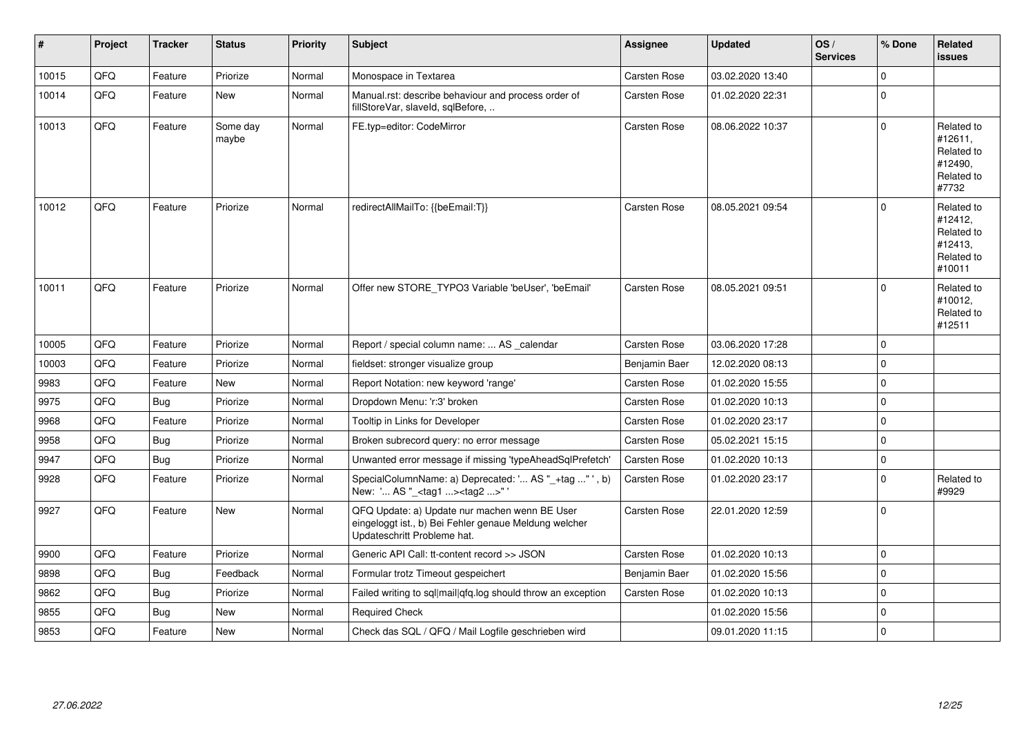| # | Project | Tracker | Status | Priority | Subject | Assignee | Updated | OS / Services | % Done | Related issues |
|---|---|---|---|---|---|---|---|---|---|---|
| 10015 | QFQ | Feature | Priorize | Normal | Monospace in Textarea | Carsten Rose | 03.02.2020 13:40 | | 0 | |
| 10014 | QFQ | Feature | New | Normal | Manual.rst: describe behaviour and process order of fillStoreVar, slaveId, sqlBefore, .. | Carsten Rose | 01.02.2020 22:31 | | 0 | |
| 10013 | QFQ | Feature | Some day maybe | Normal | FE.typ=editor: CodeMirror | Carsten Rose | 08.06.2022 10:37 | | 0 | Related to #12611, Related to #12490, Related to #7732 |
| 10012 | QFQ | Feature | Priorize | Normal | redirectAllMailTo: {{beEmail:T}} | Carsten Rose | 08.05.2021 09:54 | | 0 | Related to #12412, Related to #12413, Related to #10011 |
| 10011 | QFQ | Feature | Priorize | Normal | Offer new STORE_TYPO3 Variable 'beUser', 'beEmail' | Carsten Rose | 08.05.2021 09:51 | | 0 | Related to #10012, Related to #12511 |
| 10005 | QFQ | Feature | Priorize | Normal | Report / special column name: ... AS _calendar | Carsten Rose | 03.06.2020 17:28 | | 0 | |
| 10003 | QFQ | Feature | Priorize | Normal | fieldset: stronger visualize group | Benjamin Baer | 12.02.2020 08:13 | | 0 | |
| 9983 | QFQ | Feature | New | Normal | Report Notation: new keyword 'range' | Carsten Rose | 01.02.2020 15:55 | | 0 | |
| 9975 | QFQ | Bug | Priorize | Normal | Dropdown Menu: 'r:3' broken | Carsten Rose | 01.02.2020 10:13 | | 0 | |
| 9968 | QFQ | Feature | Priorize | Normal | Tooltip in Links for Developer | Carsten Rose | 01.02.2020 23:17 | | 0 | |
| 9958 | QFQ | Bug | Priorize | Normal | Broken subrecord query: no error message | Carsten Rose | 05.02.2021 15:15 | | 0 | |
| 9947 | QFQ | Bug | Priorize | Normal | Unwanted error message if missing 'typeAheadSqlPrefetch' | Carsten Rose | 01.02.2020 10:13 | | 0 | |
| 9928 | QFQ | Feature | Priorize | Normal | SpecialColumnName: a) Deprecated: '... AS "_+tag ..." ', b) New: '... AS "_<tag1 ...><tag2 ...>" ' | Carsten Rose | 01.02.2020 23:17 | | 0 | Related to #9929 |
| 9927 | QFQ | Feature | New | Normal | QFQ Update: a) Update nur machen wenn BE User eingeloggt ist., b) Bei Fehler genaue Meldung welcher Updateschritt Probleme hat. | Carsten Rose | 22.01.2020 12:59 | | 0 | |
| 9900 | QFQ | Feature | Priorize | Normal | Generic API Call: tt-content record >> JSON | Carsten Rose | 01.02.2020 10:13 | | 0 | |
| 9898 | QFQ | Bug | Feedback | Normal | Formular trotz Timeout gespeichert | Benjamin Baer | 01.02.2020 15:56 | | 0 | |
| 9862 | QFQ | Bug | Priorize | Normal | Failed writing to sql\|mail\|qfq.log should throw an exception | Carsten Rose | 01.02.2020 10:13 | | 0 | |
| 9855 | QFQ | Bug | New | Normal | Required Check | | 01.02.2020 15:56 | | 0 | |
| 9853 | QFQ | Feature | New | Normal | Check das SQL / QFQ / Mail Logfile geschrieben wird | | 09.01.2020 11:15 | | 0 | |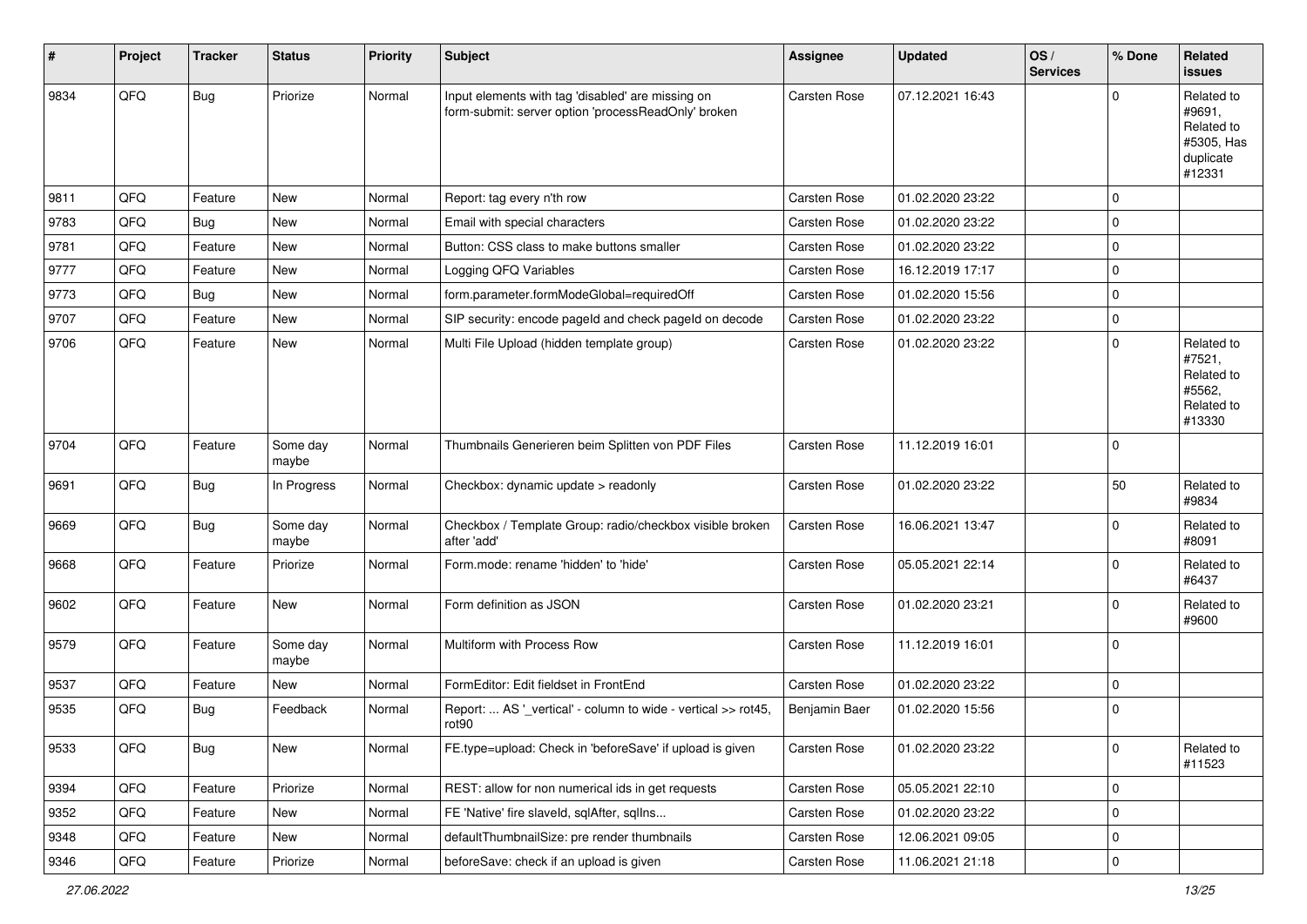| # | Project | Tracker | Status | Priority | Subject | Assignee | Updated | OS / Services | % Done | Related issues |
|---|---|---|---|---|---|---|---|---|---|---|
| 9834 | QFQ | Bug | Priorize | Normal | Input elements with tag 'disabled' are missing on form-submit: server option 'processReadOnly' broken | Carsten Rose | 07.12.2021 16:43 | | 0 | Related to #9691, Related to #5305, Has duplicate #12331 |
| 9811 | QFQ | Feature | New | Normal | Report: tag every n'th row | Carsten Rose | 01.02.2020 23:22 | | 0 | |
| 9783 | QFQ | Bug | New | Normal | Email with special characters | Carsten Rose | 01.02.2020 23:22 | | 0 | |
| 9781 | QFQ | Feature | New | Normal | Button: CSS class to make buttons smaller | Carsten Rose | 01.02.2020 23:22 | | 0 | |
| 9777 | QFQ | Feature | New | Normal | Logging QFQ Variables | Carsten Rose | 16.12.2019 17:17 | | 0 | |
| 9773 | QFQ | Bug | New | Normal | form.parameter.formModeGlobal=requiredOff | Carsten Rose | 01.02.2020 15:56 | | 0 | |
| 9707 | QFQ | Feature | New | Normal | SIP security: encode pageId and check pageId on decode | Carsten Rose | 01.02.2020 23:22 | | 0 | |
| 9706 | QFQ | Feature | New | Normal | Multi File Upload (hidden template group) | Carsten Rose | 01.02.2020 23:22 | | 0 | Related to #7521, Related to #5562, Related to #13330 |
| 9704 | QFQ | Feature | Some day maybe | Normal | Thumbnails Generieren beim Splitten von PDF Files | Carsten Rose | 11.12.2019 16:01 | | 0 | |
| 9691 | QFQ | Bug | In Progress | Normal | Checkbox: dynamic update > readonly | Carsten Rose | 01.02.2020 23:22 | | 50 | Related to #9834 |
| 9669 | QFQ | Bug | Some day maybe | Normal | Checkbox / Template Group: radio/checkbox visible broken after 'add' | Carsten Rose | 16.06.2021 13:47 | | 0 | Related to #8091 |
| 9668 | QFQ | Feature | Priorize | Normal | Form.mode: rename 'hidden' to 'hide' | Carsten Rose | 05.05.2021 22:14 | | 0 | Related to #6437 |
| 9602 | QFQ | Feature | New | Normal | Form definition as JSON | Carsten Rose | 01.02.2020 23:21 | | 0 | Related to #9600 |
| 9579 | QFQ | Feature | Some day maybe | Normal | Multiform with Process Row | Carsten Rose | 11.12.2019 16:01 | | 0 | |
| 9537 | QFQ | Feature | New | Normal | FormEditor: Edit fieldset in FrontEnd | Carsten Rose | 01.02.2020 23:22 | | 0 | |
| 9535 | QFQ | Bug | Feedback | Normal | Report: ... AS '_vertical' - column to wide - vertical >> rot45, rot90 | Benjamin Baer | 01.02.2020 15:56 | | 0 | |
| 9533 | QFQ | Bug | New | Normal | FE.type=upload: Check in 'beforeSave' if upload is given | Carsten Rose | 01.02.2020 23:22 | | 0 | Related to #11523 |
| 9394 | QFQ | Feature | Priorize | Normal | REST: allow for non numerical ids in get requests | Carsten Rose | 05.05.2021 22:10 | | 0 | |
| 9352 | QFQ | Feature | New | Normal | FE 'Native' fire slaveId, sqlAfter, sqlIns... | Carsten Rose | 01.02.2020 23:22 | | 0 | |
| 9348 | QFQ | Feature | New | Normal | defaultThumbnailSize: pre render thumbnails | Carsten Rose | 12.06.2021 09:05 | | 0 | |
| 9346 | QFQ | Feature | Priorize | Normal | beforeSave: check if an upload is given | Carsten Rose | 11.06.2021 21:18 | | 0 | |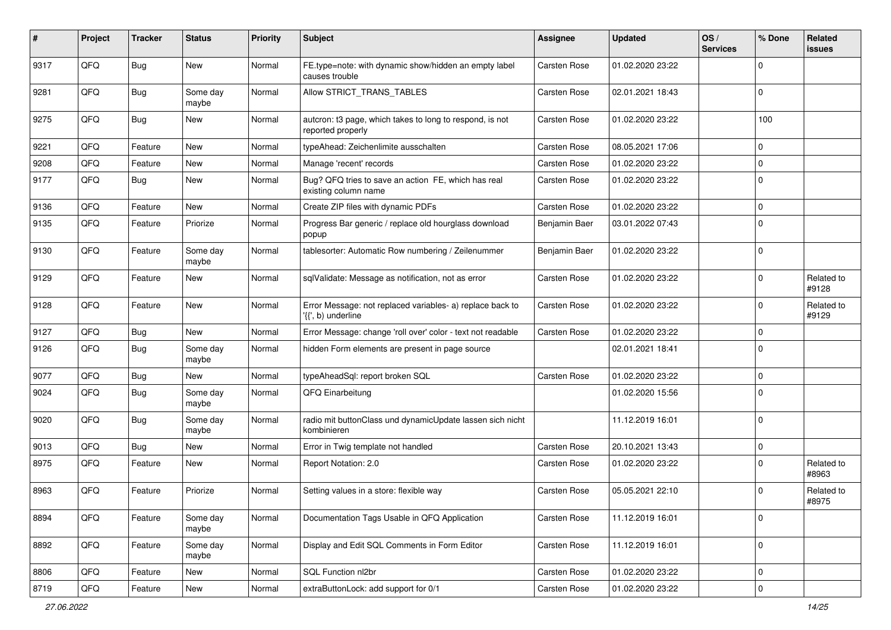| # | Project | Tracker | Status | Priority | Subject | Assignee | Updated | OS / Services | % Done | Related issues |
|---|---|---|---|---|---|---|---|---|---|---|
| 9317 | QFQ | Bug | New | Normal | FE.type=note: with dynamic show/hidden an empty label causes trouble | Carsten Rose | 01.02.2020 23:22 | | 0 | |
| 9281 | QFQ | Bug | Some day maybe | Normal | Allow STRICT_TRANS_TABLES | Carsten Rose | 02.01.2021 18:43 | | 0 | |
| 9275 | QFQ | Bug | New | Normal | autcron: t3 page, which takes to long to respond, is not reported properly | Carsten Rose | 01.02.2020 23:22 | | 100 | |
| 9221 | QFQ | Feature | New | Normal | typeAhead: Zeichenlimite ausschalten | Carsten Rose | 08.05.2021 17:06 | | 0 | |
| 9208 | QFQ | Feature | New | Normal | Manage 'recent' records | Carsten Rose | 01.02.2020 23:22 | | 0 | |
| 9177 | QFQ | Bug | New | Normal | Bug? QFQ tries to save an action FE, which has real existing column name | Carsten Rose | 01.02.2020 23:22 | | 0 | |
| 9136 | QFQ | Feature | New | Normal | Create ZIP files with dynamic PDFs | Carsten Rose | 01.02.2020 23:22 | | 0 | |
| 9135 | QFQ | Feature | Priorize | Normal | Progress Bar generic / replace old hourglass download popup | Benjamin Baer | 03.01.2022 07:43 | | 0 | |
| 9130 | QFQ | Feature | Some day maybe | Normal | tablesorter: Automatic Row numbering / Zeilenummer | Benjamin Baer | 01.02.2020 23:22 | | 0 | |
| 9129 | QFQ | Feature | New | Normal | sqlValidate: Message as notification, not as error | Carsten Rose | 01.02.2020 23:22 | | 0 | Related to #9128 |
| 9128 | QFQ | Feature | New | Normal | Error Message: not replaced variables- a) replace back to '{{', b) underline | Carsten Rose | 01.02.2020 23:22 | | 0 | Related to #9129 |
| 9127 | QFQ | Bug | New | Normal | Error Message: change 'roll over' color - text not readable | Carsten Rose | 01.02.2020 23:22 | | 0 | |
| 9126 | QFQ | Bug | Some day maybe | Normal | hidden Form elements are present in page source | | 02.01.2021 18:41 | | 0 | |
| 9077 | QFQ | Bug | New | Normal | typeAheadSql: report broken SQL | Carsten Rose | 01.02.2020 23:22 | | 0 | |
| 9024 | QFQ | Bug | Some day maybe | Normal | QFQ Einarbeitung | | 01.02.2020 15:56 | | 0 | |
| 9020 | QFQ | Bug | Some day maybe | Normal | radio mit buttonClass und dynamicUpdate lassen sich nicht kombinieren | | 11.12.2019 16:01 | | 0 | |
| 9013 | QFQ | Bug | New | Normal | Error in Twig template not handled | Carsten Rose | 20.10.2021 13:43 | | 0 | |
| 8975 | QFQ | Feature | New | Normal | Report Notation: 2.0 | Carsten Rose | 01.02.2020 23:22 | | 0 | Related to #8963 |
| 8963 | QFQ | Feature | Priorize | Normal | Setting values in a store: flexible way | Carsten Rose | 05.05.2021 22:10 | | 0 | Related to #8975 |
| 8894 | QFQ | Feature | Some day maybe | Normal | Documentation Tags Usable in QFQ Application | Carsten Rose | 11.12.2019 16:01 | | 0 | |
| 8892 | QFQ | Feature | Some day maybe | Normal | Display and Edit SQL Comments in Form Editor | Carsten Rose | 11.12.2019 16:01 | | 0 | |
| 8806 | QFQ | Feature | New | Normal | SQL Function nl2br | Carsten Rose | 01.02.2020 23:22 | | 0 | |
| 8719 | QFQ | Feature | New | Normal | extraButtonLock: add support for 0/1 | Carsten Rose | 01.02.2020 23:22 | | 0 | |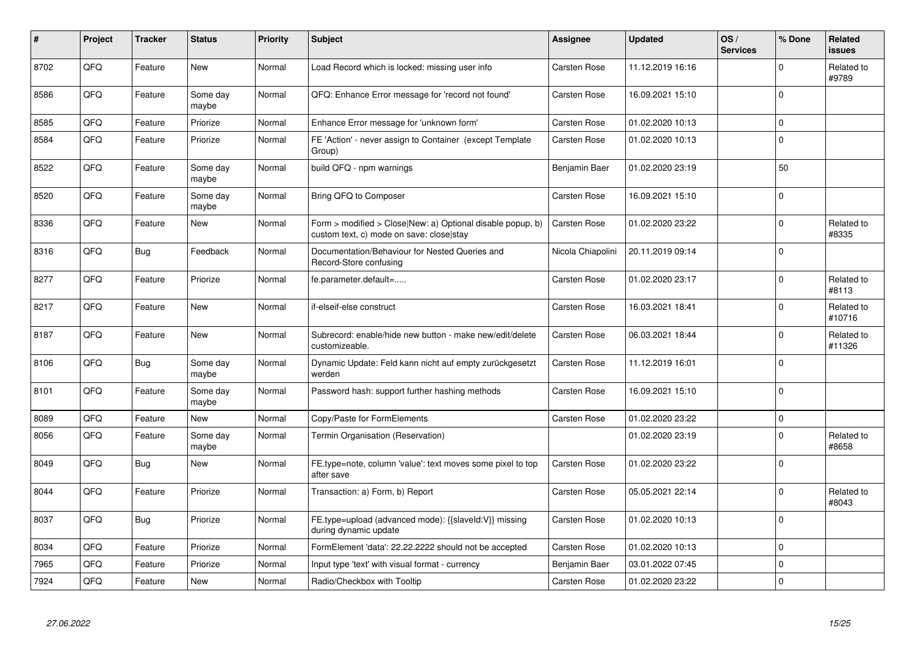| # | Project | Tracker | Status | Priority | Subject | Assignee | Updated | OS / Services | % Done | Related issues |
|---|---|---|---|---|---|---|---|---|---|---|
| 8702 | QFQ | Feature | New | Normal | Load Record which is locked: missing user info | Carsten Rose | 11.12.2019 16:16 | | 0 | Related to #9789 |
| 8586 | QFQ | Feature | Some day maybe | Normal | QFQ: Enhance Error message for 'record not found' | Carsten Rose | 16.09.2021 15:10 | | 0 | |
| 8585 | QFQ | Feature | Priorize | Normal | Enhance Error message for 'unknown form' | Carsten Rose | 01.02.2020 10:13 | | 0 | |
| 8584 | QFQ | Feature | Priorize | Normal | FE 'Action' - never assign to Container (except Template Group) | Carsten Rose | 01.02.2020 10:13 | | 0 | |
| 8522 | QFQ | Feature | Some day maybe | Normal | build QFQ - npm warnings | Benjamin Baer | 01.02.2020 23:19 | | 50 | |
| 8520 | QFQ | Feature | Some day maybe | Normal | Bring QFQ to Composer | Carsten Rose | 16.09.2021 15:10 | | 0 | |
| 8336 | QFQ | Feature | New | Normal | Form > modified > Close\|New: a) Optional disable popup, b) custom text, c) mode on save: close\|stay | Carsten Rose | 01.02.2020 23:22 | | 0 | Related to #8335 |
| 8316 | QFQ | Bug | Feedback | Normal | Documentation/Behaviour for Nested Queries and Record-Store confusing | Nicola Chiapolini | 20.11.2019 09:14 | | 0 | |
| 8277 | QFQ | Feature | Priorize | Normal | fe.parameter.default=..... | Carsten Rose | 01.02.2020 23:17 | | 0 | Related to #8113 |
| 8217 | QFQ | Feature | New | Normal | if-elseif-else construct | Carsten Rose | 16.03.2021 18:41 | | 0 | Related to #10716 |
| 8187 | QFQ | Feature | New | Normal | Subrecord: enable/hide new button - make new/edit/delete customizeable. | Carsten Rose | 06.03.2021 18:44 | | 0 | Related to #11326 |
| 8106 | QFQ | Bug | Some day maybe | Normal | Dynamic Update: Feld kann nicht auf empty zurückgesetzt werden | Carsten Rose | 11.12.2019 16:01 | | 0 | |
| 8101 | QFQ | Feature | Some day maybe | Normal | Password hash: support further hashing methods | Carsten Rose | 16.09.2021 15:10 | | 0 | |
| 8089 | QFQ | Feature | New | Normal | Copy/Paste for FormElements | Carsten Rose | 01.02.2020 23:22 | | 0 | |
| 8056 | QFQ | Feature | Some day maybe | Normal | Termin Organisation (Reservation) | | 01.02.2020 23:19 | | 0 | Related to #8658 |
| 8049 | QFQ | Bug | New | Normal | FE.type=note, column 'value': text moves some pixel to top after save | Carsten Rose | 01.02.2020 23:22 | | 0 | |
| 8044 | QFQ | Feature | Priorize | Normal | Transaction: a) Form, b) Report | Carsten Rose | 05.05.2021 22:14 | | 0 | Related to #8043 |
| 8037 | QFQ | Bug | Priorize | Normal | FE.type=upload (advanced mode): {{slaveId:V}} missing during dynamic update | Carsten Rose | 01.02.2020 10:13 | | 0 | |
| 8034 | QFQ | Feature | Priorize | Normal | FormElement 'data': 22.22.2222 should not be accepted | Carsten Rose | 01.02.2020 10:13 | | 0 | |
| 7965 | QFQ | Feature | Priorize | Normal | Input type 'text' with visual format - currency | Benjamin Baer | 03.01.2022 07:45 | | 0 | |
| 7924 | QFQ | Feature | New | Normal | Radio/Checkbox with Tooltip | Carsten Rose | 01.02.2020 23:22 | | 0 | |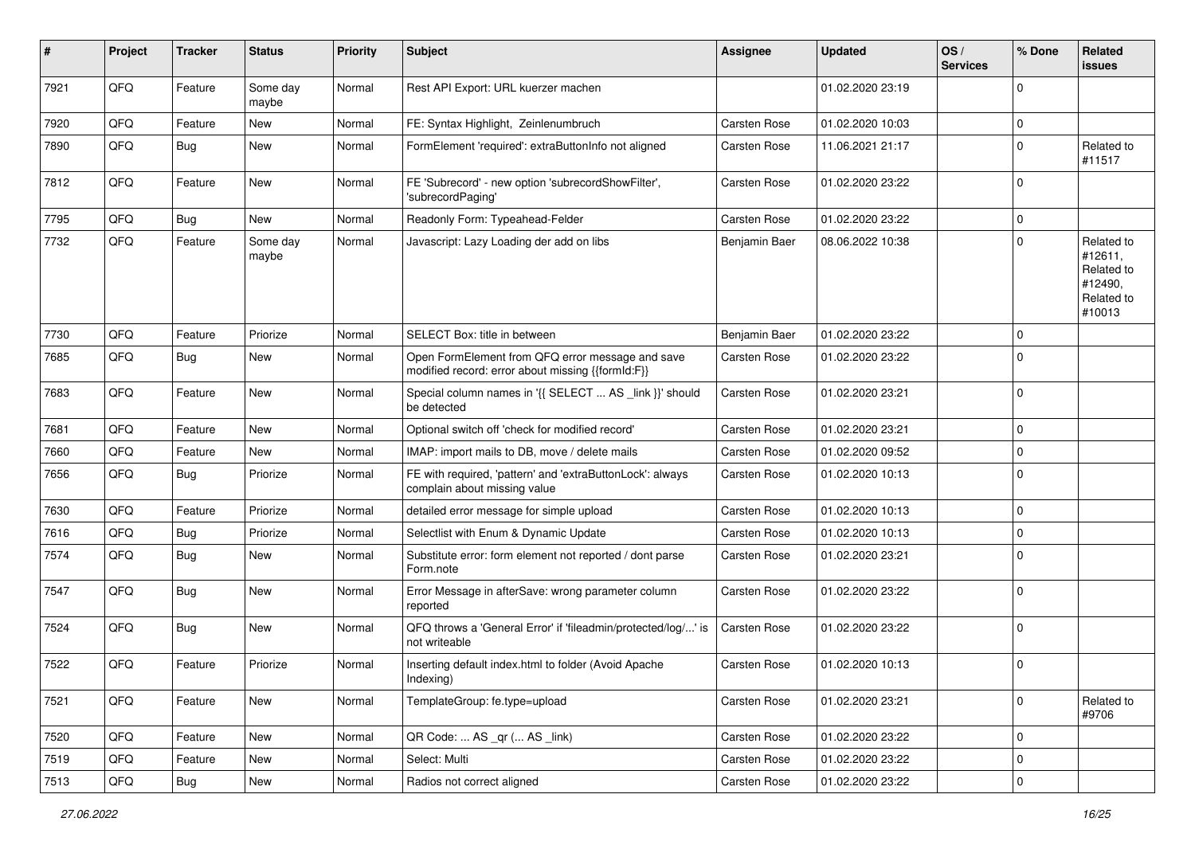| # | Project | Tracker | Status | Priority | Subject | Assignee | Updated | OS / Services | % Done | Related issues |
|---|---|---|---|---|---|---|---|---|---|---|
| 7921 | QFQ | Feature | Some day maybe | Normal | Rest API Export: URL kuerzer machen | | 01.02.2020 23:19 | | 0 | |
| 7920 | QFQ | Feature | New | Normal | FE: Syntax Highlight, Zeinlenumbruch | Carsten Rose | 01.02.2020 10:03 | | 0 | |
| 7890 | QFQ | Bug | New | Normal | FormElement 'required': extraButtonInfo not aligned | Carsten Rose | 11.06.2021 21:17 | | 0 | Related to #11517 |
| 7812 | QFQ | Feature | New | Normal | FE 'Subrecord' - new option 'subrecordShowFilter', 'subrecordPaging' | Carsten Rose | 01.02.2020 23:22 | | 0 | |
| 7795 | QFQ | Bug | New | Normal | Readonly Form: Typeahead-Felder | Carsten Rose | 01.02.2020 23:22 | | 0 | |
| 7732 | QFQ | Feature | Some day maybe | Normal | Javascript: Lazy Loading der add on libs | Benjamin Baer | 08.06.2022 10:38 | | 0 | Related to #12611, Related to #12490, Related to #10013 |
| 7730 | QFQ | Feature | Priorize | Normal | SELECT Box: title in between | Benjamin Baer | 01.02.2020 23:22 | | 0 | |
| 7685 | QFQ | Bug | New | Normal | Open FormElement from QFQ error message and save modified record: error about missing {{formId:F}} | Carsten Rose | 01.02.2020 23:22 | | 0 | |
| 7683 | QFQ | Feature | New | Normal | Special column names in '{{ SELECT ... AS _link }}' should be detected | Carsten Rose | 01.02.2020 23:21 | | 0 | |
| 7681 | QFQ | Feature | New | Normal | Optional switch off 'check for modified record' | Carsten Rose | 01.02.2020 23:21 | | 0 | |
| 7660 | QFQ | Feature | New | Normal | IMAP: import mails to DB, move / delete mails | Carsten Rose | 01.02.2020 09:52 | | 0 | |
| 7656 | QFQ | Bug | Priorize | Normal | FE with required, 'pattern' and 'extraButtonLock': always complain about missing value | Carsten Rose | 01.02.2020 10:13 | | 0 | |
| 7630 | QFQ | Feature | Priorize | Normal | detailed error message for simple upload | Carsten Rose | 01.02.2020 10:13 | | 0 | |
| 7616 | QFQ | Bug | Priorize | Normal | Selectlist with Enum & Dynamic Update | Carsten Rose | 01.02.2020 10:13 | | 0 | |
| 7574 | QFQ | Bug | New | Normal | Substitute error: form element not reported / dont parse Form.note | Carsten Rose | 01.02.2020 23:21 | | 0 | |
| 7547 | QFQ | Bug | New | Normal | Error Message in afterSave: wrong parameter column reported | Carsten Rose | 01.02.2020 23:22 | | 0 | |
| 7524 | QFQ | Bug | New | Normal | QFQ throws a 'General Error' if 'fileadmin/protected/log/...' is not writeable | Carsten Rose | 01.02.2020 23:22 | | 0 | |
| 7522 | QFQ | Feature | Priorize | Normal | Inserting default index.html to folder (Avoid Apache Indexing) | Carsten Rose | 01.02.2020 10:13 | | 0 | |
| 7521 | QFQ | Feature | New | Normal | TemplateGroup: fe.type=upload | Carsten Rose | 01.02.2020 23:21 | | 0 | Related to #9706 |
| 7520 | QFQ | Feature | New | Normal | QR Code: ... AS _qr ( ... AS _link) | Carsten Rose | 01.02.2020 23:22 | | 0 | |
| 7519 | QFQ | Feature | New | Normal | Select: Multi | Carsten Rose | 01.02.2020 23:22 | | 0 | |
| 7513 | QFQ | Bug | New | Normal | Radios not correct aligned | Carsten Rose | 01.02.2020 23:22 | | 0 | |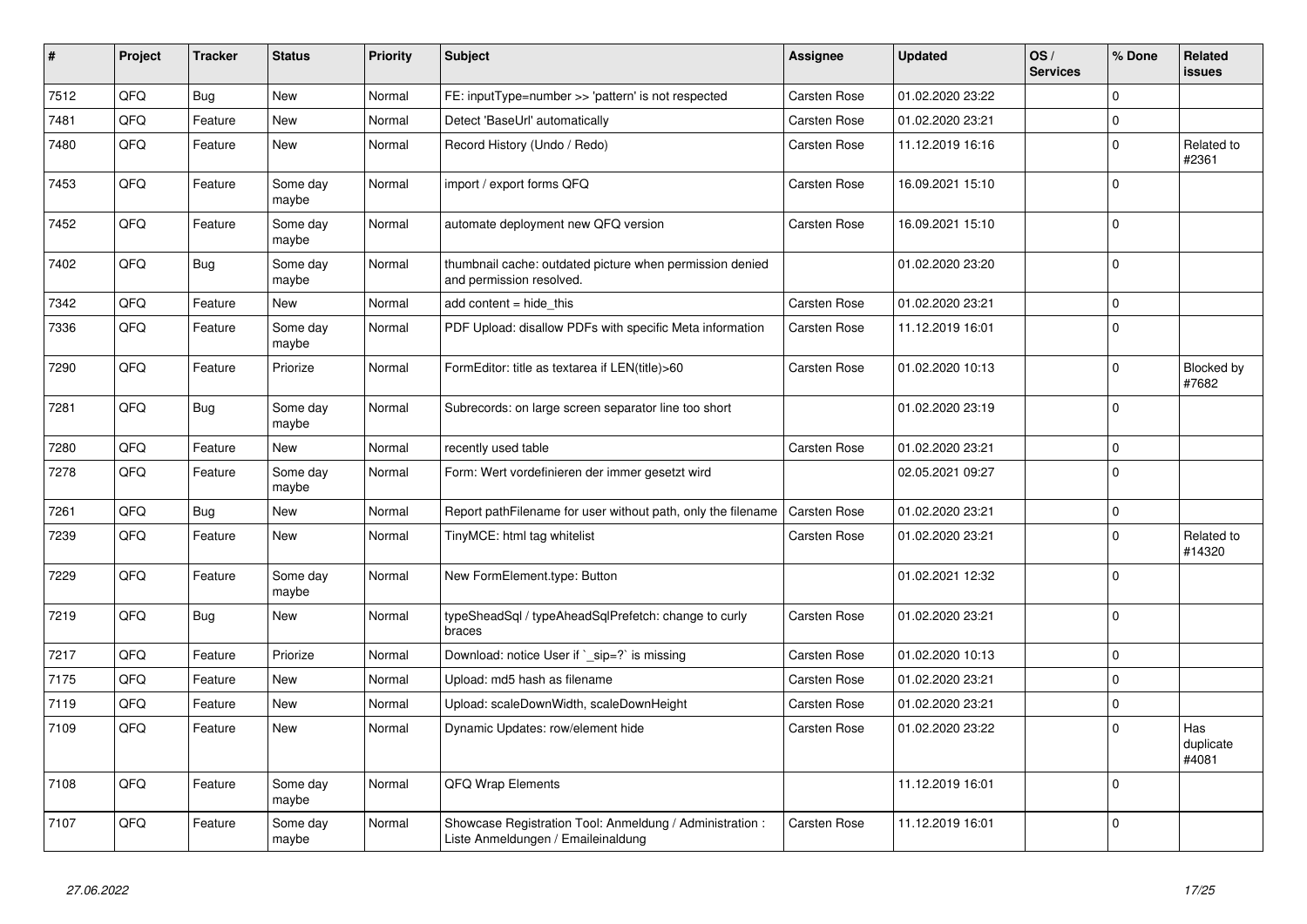| # | Project | Tracker | Status | Priority | Subject | Assignee | Updated | OS / Services | % Done | Related issues |
|---|---|---|---|---|---|---|---|---|---|---|
| 7512 | QFQ | Bug | New | Normal | FE: inputType=number >> 'pattern' is not respected | Carsten Rose | 01.02.2020 23:22 | | 0 | |
| 7481 | QFQ | Feature | New | Normal | Detect 'BaseUrl' automatically | Carsten Rose | 01.02.2020 23:21 | | 0 | |
| 7480 | QFQ | Feature | New | Normal | Record History (Undo / Redo) | Carsten Rose | 11.12.2019 16:16 | | 0 | Related to #2361 |
| 7453 | QFQ | Feature | Some day maybe | Normal | import / export forms QFQ | Carsten Rose | 16.09.2021 15:10 | | 0 | |
| 7452 | QFQ | Feature | Some day maybe | Normal | automate deployment new QFQ version | Carsten Rose | 16.09.2021 15:10 | | 0 | |
| 7402 | QFQ | Bug | Some day maybe | Normal | thumbnail cache: outdated picture when permission denied and permission resolved. | | 01.02.2020 23:20 | | 0 | |
| 7342 | QFQ | Feature | New | Normal | add content = hide_this | Carsten Rose | 01.02.2020 23:21 | | 0 | |
| 7336 | QFQ | Feature | Some day maybe | Normal | PDF Upload: disallow PDFs with specific Meta information | Carsten Rose | 11.12.2019 16:01 | | 0 | |
| 7290 | QFQ | Feature | Priorize | Normal | FormEditor: title as textarea if LEN(title)>60 | Carsten Rose | 01.02.2020 10:13 | | 0 | Blocked by #7682 |
| 7281 | QFQ | Bug | Some day maybe | Normal | Subrecords: on large screen separator line too short | | 01.02.2020 23:19 | | 0 | |
| 7280 | QFQ | Feature | New | Normal | recently used table | Carsten Rose | 01.02.2020 23:21 | | 0 | |
| 7278 | QFQ | Feature | Some day maybe | Normal | Form: Wert vordefinieren der immer gesetzt wird | | 02.05.2021 09:27 | | 0 | |
| 7261 | QFQ | Bug | New | Normal | Report pathFilename for user without path, only the filename | Carsten Rose | 01.02.2020 23:21 | | 0 | |
| 7239 | QFQ | Feature | New | Normal | TinyMCE: html tag whitelist | Carsten Rose | 01.02.2020 23:21 | | 0 | Related to #14320 |
| 7229 | QFQ | Feature | Some day maybe | Normal | New FormElement.type: Button | | 01.02.2021 12:32 | | 0 | |
| 7219 | QFQ | Bug | New | Normal | typeSheadSql / typeAheadSqlPrefetch: change to curly braces | Carsten Rose | 01.02.2020 23:21 | | 0 | |
| 7217 | QFQ | Feature | Priorize | Normal | Download: notice User if `_sip=?` is missing | Carsten Rose | 01.02.2020 10:13 | | 0 | |
| 7175 | QFQ | Feature | New | Normal | Upload: md5 hash as filename | Carsten Rose | 01.02.2020 23:21 | | 0 | |
| 7119 | QFQ | Feature | New | Normal | Upload: scaleDownWidth, scaleDownHeight | Carsten Rose | 01.02.2020 23:21 | | 0 | |
| 7109 | QFQ | Feature | New | Normal | Dynamic Updates: row/element hide | Carsten Rose | 01.02.2020 23:22 | | 0 | Has duplicate #4081 |
| 7108 | QFQ | Feature | Some day maybe | Normal | QFQ Wrap Elements | | 11.12.2019 16:01 | | 0 | |
| 7107 | QFQ | Feature | Some day maybe | Normal | Showcase Registration Tool: Anmeldung / Administration : Liste Anmeldungen / Emaileinaldung | Carsten Rose | 11.12.2019 16:01 | | 0 | |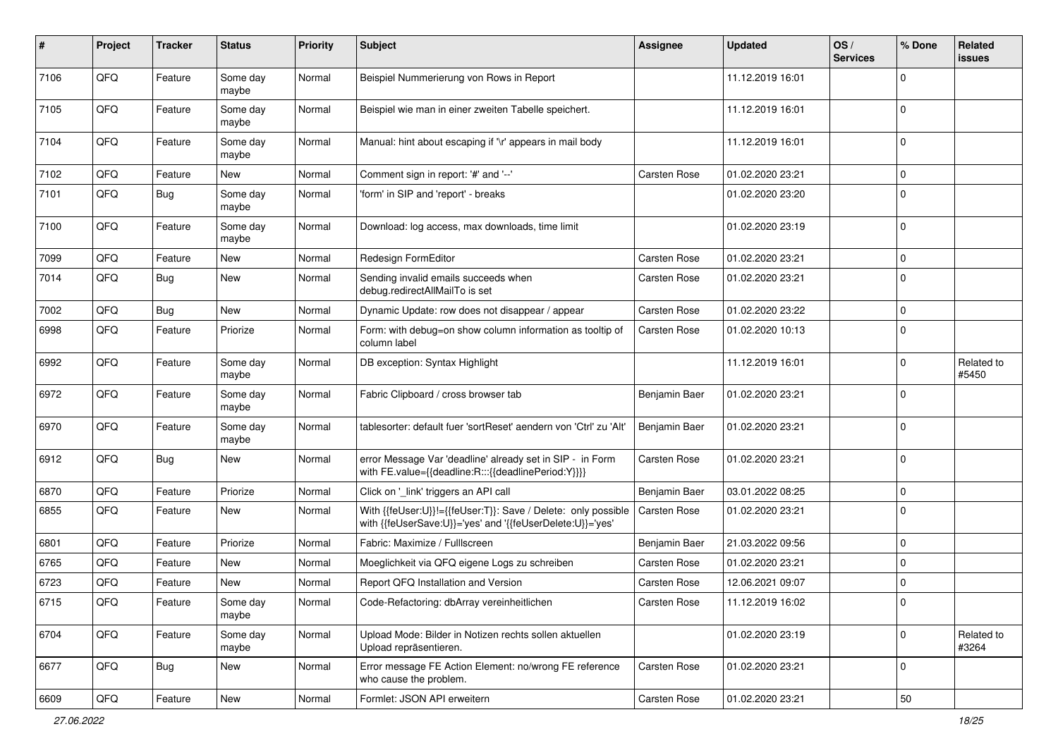| # | Project | Tracker | Status | Priority | Subject | Assignee | Updated | OS / Services | % Done | Related issues |
|---|---|---|---|---|---|---|---|---|---|---|
| 7106 | QFQ | Feature | Some day maybe | Normal | Beispiel Nummerierung von Rows in Report | | 11.12.2019 16:01 | | 0 | |
| 7105 | QFQ | Feature | Some day maybe | Normal | Beispiel wie man in einer zweiten Tabelle speichert. | | 11.12.2019 16:01 | | 0 | |
| 7104 | QFQ | Feature | Some day maybe | Normal | Manual: hint about escaping if '\r' appears in mail body | | 11.12.2019 16:01 | | 0 | |
| 7102 | QFQ | Feature | New | Normal | Comment sign in report: '#' and '--' | Carsten Rose | 01.02.2020 23:21 | | 0 | |
| 7101 | QFQ | Bug | Some day maybe | Normal | 'form' in SIP and 'report' - breaks | | 01.02.2020 23:20 | | 0 | |
| 7100 | QFQ | Feature | Some day maybe | Normal | Download: log access, max downloads, time limit | | 01.02.2020 23:19 | | 0 | |
| 7099 | QFQ | Feature | New | Normal | Redesign FormEditor | Carsten Rose | 01.02.2020 23:21 | | 0 | |
| 7014 | QFQ | Bug | New | Normal | Sending invalid emails succeeds when debug.redirectAllMailTo is set | Carsten Rose | 01.02.2020 23:21 | | 0 | |
| 7002 | QFQ | Bug | New | Normal | Dynamic Update: row does not disappear / appear | Carsten Rose | 01.02.2020 23:22 | | 0 | |
| 6998 | QFQ | Feature | Priorize | Normal | Form: with debug=on show column information as tooltip of column label | Carsten Rose | 01.02.2020 10:13 | | 0 | |
| 6992 | QFQ | Feature | Some day maybe | Normal | DB exception: Syntax Highlight | | 11.12.2019 16:01 | | 0 | Related to #5450 |
| 6972 | QFQ | Feature | Some day maybe | Normal | Fabric Clipboard / cross browser tab | Benjamin Baer | 01.02.2020 23:21 | | 0 | |
| 6970 | QFQ | Feature | Some day maybe | Normal | tablesorter: default fuer 'sortReset' aendern von 'Ctrl' zu 'Alt' | Benjamin Baer | 01.02.2020 23:21 | | 0 | |
| 6912 | QFQ | Bug | New | Normal | error Message Var 'deadline' already set in SIP - in Form with FE.value={{deadline:R:::{{deadlinePeriod:Y}}}} | Carsten Rose | 01.02.2020 23:21 | | 0 | |
| 6870 | QFQ | Feature | Priorize | Normal | Click on '_link' triggers an API call | Benjamin Baer | 03.01.2022 08:25 | | 0 | |
| 6855 | QFQ | Feature | New | Normal | With {{feUser:U}}!={{feUser:T}}: Save / Delete: only possible with {{feUserSave:U}}='yes' and '{{feUserDelete:U}}='yes' | Carsten Rose | 01.02.2020 23:21 | | 0 | |
| 6801 | QFQ | Feature | Priorize | Normal | Fabric: Maximize / Fulllscreen | Benjamin Baer | 21.03.2022 09:56 | | 0 | |
| 6765 | QFQ | Feature | New | Normal | Moeglichkeit via QFQ eigene Logs zu schreiben | Carsten Rose | 01.02.2020 23:21 | | 0 | |
| 6723 | QFQ | Feature | New | Normal | Report QFQ Installation and Version | Carsten Rose | 12.06.2021 09:07 | | 0 | |
| 6715 | QFQ | Feature | Some day maybe | Normal | Code-Refactoring: dbArray vereinheitlichen | Carsten Rose | 11.12.2019 16:02 | | 0 | |
| 6704 | QFQ | Feature | Some day maybe | Normal | Upload Mode: Bilder in Notizen rechts sollen aktuellen Upload repräsentieren. | | 01.02.2020 23:19 | | 0 | Related to #3264 |
| 6677 | QFQ | Bug | New | Normal | Error message FE Action Element: no/wrong FE reference who cause the problem. | Carsten Rose | 01.02.2020 23:21 | | 0 | |
| 6609 | QFQ | Feature | New | Normal | Formlet: JSON API erweitern | Carsten Rose | 01.02.2020 23:21 | | 50 | |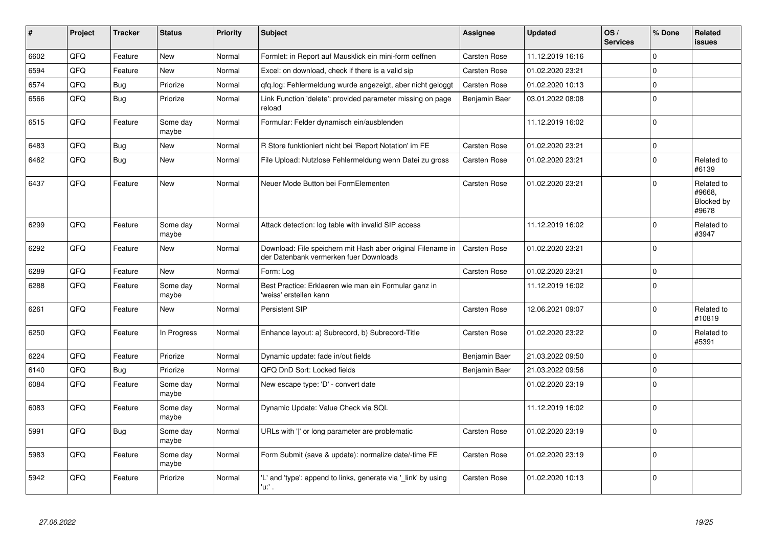| # | Project | Tracker | Status | Priority | Subject | Assignee | Updated | OS / Services | % Done | Related issues |
|---|---|---|---|---|---|---|---|---|---|---|
| 6602 | QFQ | Feature | New | Normal | Formlet: in Report auf Mausklick ein mini-form oeffnen | Carsten Rose | 11.12.2019 16:16 | | 0 | |
| 6594 | QFQ | Feature | New | Normal | Excel: on download, check if there is a valid sip | Carsten Rose | 01.02.2020 23:21 | | 0 | |
| 6574 | QFQ | Bug | Priorize | Normal | qfq.log: Fehlermeldung wurde angezeigt, aber nicht geloggt | Carsten Rose | 01.02.2020 10:13 | | 0 | |
| 6566 | QFQ | Bug | Priorize | Normal | Link Function 'delete': provided parameter missing on page reload | Benjamin Baer | 03.01.2022 08:08 | | 0 | |
| 6515 | QFQ | Feature | Some day maybe | Normal | Formular: Felder dynamisch ein/ausblenden | | 11.12.2019 16:02 | | 0 | |
| 6483 | QFQ | Bug | New | Normal | R Store funktioniert nicht bei 'Report Notation' im FE | Carsten Rose | 01.02.2020 23:21 | | 0 | |
| 6462 | QFQ | Bug | New | Normal | File Upload: Nutzlose Fehlermeldung wenn Datei zu gross | Carsten Rose | 01.02.2020 23:21 | | 0 | Related to #6139 |
| 6437 | QFQ | Feature | New | Normal | Neuer Mode Button bei FormElementen | Carsten Rose | 01.02.2020 23:21 | | 0 | Related to #9668, Blocked by #9678 |
| 6299 | QFQ | Feature | Some day maybe | Normal | Attack detection: log table with invalid SIP access | | 11.12.2019 16:02 | | 0 | Related to #3947 |
| 6292 | QFQ | Feature | New | Normal | Download: File speichern mit Hash aber original Filename in der Datenbank vermerken fuer Downloads | Carsten Rose | 01.02.2020 23:21 | | 0 | |
| 6289 | QFQ | Feature | New | Normal | Form: Log | Carsten Rose | 01.02.2020 23:21 | | 0 | |
| 6288 | QFQ | Feature | Some day maybe | Normal | Best Practice: Erklaeren wie man ein Formular ganz in 'weiss' erstellen kann | | 11.12.2019 16:02 | | 0 | |
| 6261 | QFQ | Feature | New | Normal | Persistent SIP | Carsten Rose | 12.06.2021 09:07 | | 0 | Related to #10819 |
| 6250 | QFQ | Feature | In Progress | Normal | Enhance layout: a) Subrecord, b) Subrecord-Title | Carsten Rose | 01.02.2020 23:22 | | 0 | Related to #5391 |
| 6224 | QFQ | Feature | Priorize | Normal | Dynamic update: fade in/out fields | Benjamin Baer | 21.03.2022 09:50 | | 0 | |
| 6140 | QFQ | Bug | Priorize | Normal | QFQ DnD Sort: Locked fields | Benjamin Baer | 21.03.2022 09:56 | | 0 | |
| 6084 | QFQ | Feature | Some day maybe | Normal | New escape type: 'D' - convert date | | 01.02.2020 23:19 | | 0 | |
| 6083 | QFQ | Feature | Some day maybe | Normal | Dynamic Update: Value Check via SQL | | 11.12.2019 16:02 | | 0 | |
| 5991 | QFQ | Bug | Some day maybe | Normal | URLs with '|' or long parameter are problematic | Carsten Rose | 01.02.2020 23:19 | | 0 | |
| 5983 | QFQ | Feature | Some day maybe | Normal | Form Submit (save & update): normalize date/-time FE | Carsten Rose | 01.02.2020 23:19 | | 0 | |
| 5942 | QFQ | Feature | Priorize | Normal | 'L' and 'type': append to links, generate via '_link' by using 'u:' . | Carsten Rose | 01.02.2020 10:13 | | 0 | |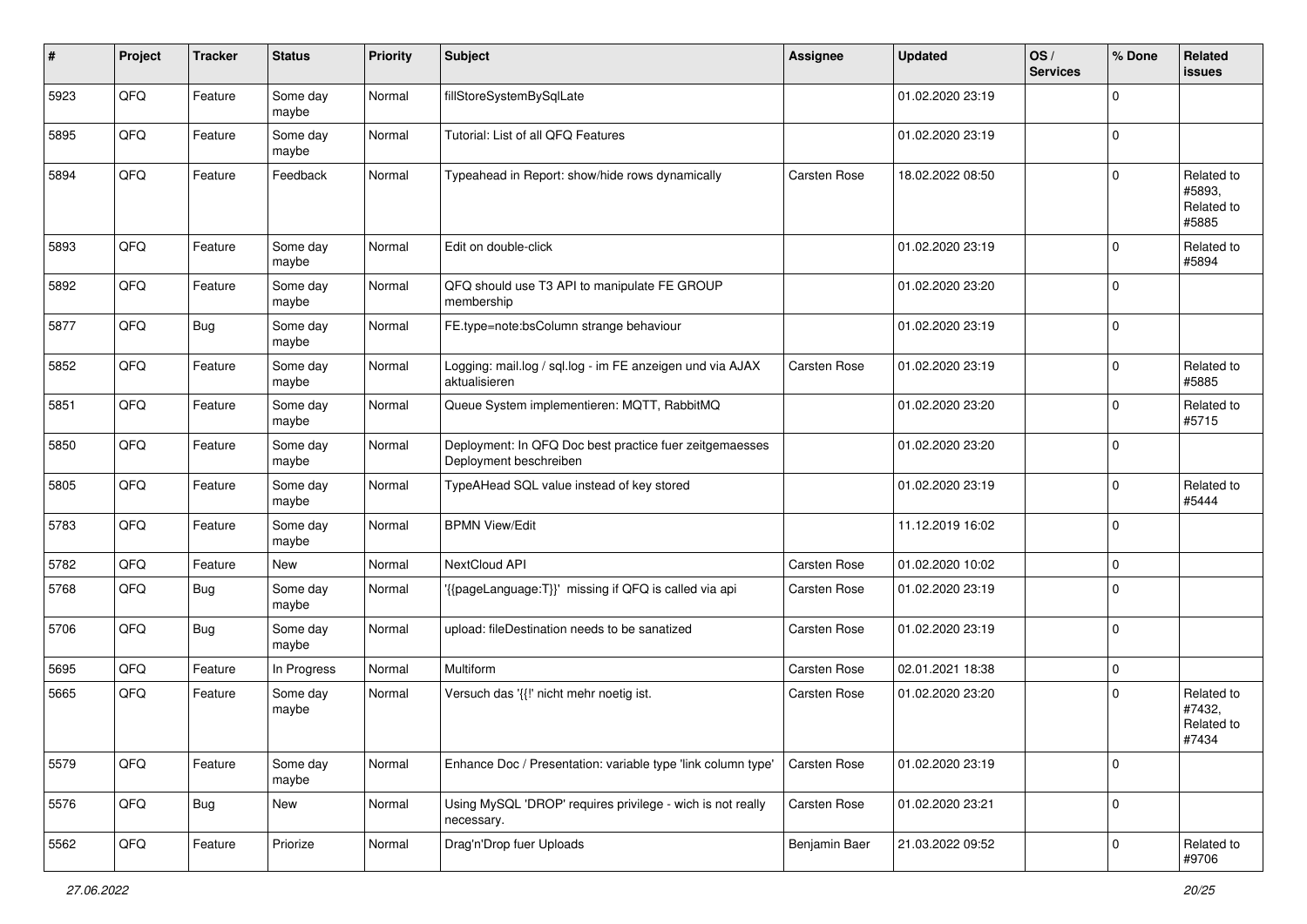| # | Project | Tracker | Status | Priority | Subject | Assignee | Updated | OS / Services | % Done | Related issues |
|---|---|---|---|---|---|---|---|---|---|---|
| 5923 | QFQ | Feature | Some day maybe | Normal | fillStoreSystemBySqlLate | | 01.02.2020 23:19 | | 0 | |
| 5895 | QFQ | Feature | Some day maybe | Normal | Tutorial: List of all QFQ Features | | 01.02.2020 23:19 | | 0 | |
| 5894 | QFQ | Feature | Feedback | Normal | Typeahead in Report: show/hide rows dynamically | Carsten Rose | 18.02.2022 08:50 | | 0 | Related to #5893, Related to #5885 |
| 5893 | QFQ | Feature | Some day maybe | Normal | Edit on double-click | | 01.02.2020 23:19 | | 0 | Related to #5894 |
| 5892 | QFQ | Feature | Some day maybe | Normal | QFQ should use T3 API to manipulate FE GROUP membership | | 01.02.2020 23:20 | | 0 | |
| 5877 | QFQ | Bug | Some day maybe | Normal | FE.type=note:bsColumn strange behaviour | | 01.02.2020 23:19 | | 0 | |
| 5852 | QFQ | Feature | Some day maybe | Normal | Logging: mail.log / sql.log - im FE anzeigen und via AJAX aktualisieren | Carsten Rose | 01.02.2020 23:19 | | 0 | Related to #5885 |
| 5851 | QFQ | Feature | Some day maybe | Normal | Queue System implementieren: MQTT, RabbitMQ | | 01.02.2020 23:20 | | 0 | Related to #5715 |
| 5850 | QFQ | Feature | Some day maybe | Normal | Deployment: In QFQ Doc best practice fuer zeitgemaesses Deployment beschreiben | | 01.02.2020 23:20 | | 0 | |
| 5805 | QFQ | Feature | Some day maybe | Normal | TypeAHead SQL value instead of key stored | | 01.02.2020 23:19 | | 0 | Related to #5444 |
| 5783 | QFQ | Feature | Some day maybe | Normal | BPMN View/Edit | | 11.12.2019 16:02 | | 0 | |
| 5782 | QFQ | Feature | New | Normal | NextCloud API | Carsten Rose | 01.02.2020 10:02 | | 0 | |
| 5768 | QFQ | Bug | Some day maybe | Normal | '{{pageLanguage:T}}' missing if QFQ is called via api | Carsten Rose | 01.02.2020 23:19 | | 0 | |
| 5706 | QFQ | Bug | Some day maybe | Normal | upload: fileDestination needs to be sanatized | Carsten Rose | 01.02.2020 23:19 | | 0 | |
| 5695 | QFQ | Feature | In Progress | Normal | Multiform | Carsten Rose | 02.01.2021 18:38 | | 0 | |
| 5665 | QFQ | Feature | Some day maybe | Normal | Versuch das '{{!' nicht mehr noetig ist. | Carsten Rose | 01.02.2020 23:20 | | 0 | Related to #7432, Related to #7434 |
| 5579 | QFQ | Feature | Some day maybe | Normal | Enhance Doc / Presentation: variable type 'link column type' | Carsten Rose | 01.02.2020 23:19 | | 0 | |
| 5576 | QFQ | Bug | New | Normal | Using MySQL 'DROP' requires privilege - wich is not really necessary. | Carsten Rose | 01.02.2020 23:21 | | 0 | |
| 5562 | QFQ | Feature | Priorize | Normal | Drag'n'Drop fuer Uploads | Benjamin Baer | 21.03.2022 09:52 | | 0 | Related to #9706 |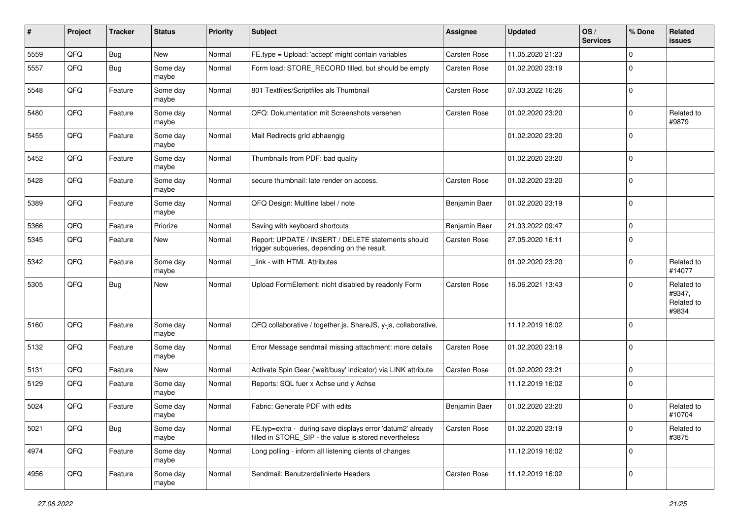| # | Project | Tracker | Status | Priority | Subject | Assignee | Updated | OS / Services | % Done | Related issues |
|---|---|---|---|---|---|---|---|---|---|---|
| 5559 | QFQ | Bug | New | Normal | FE.type = Upload: 'accept' might contain variables | Carsten Rose | 11.05.2020 21:23 | | 0 | |
| 5557 | QFQ | Bug | Some day maybe | Normal | Form load: STORE_RECORD filled, but should be empty | Carsten Rose | 01.02.2020 23:19 | | 0 | |
| 5548 | QFQ | Feature | Some day maybe | Normal | 801 Textfiles/Scriptfiles als Thumbnail | Carsten Rose | 07.03.2022 16:26 | | 0 | |
| 5480 | QFQ | Feature | Some day maybe | Normal | QFQ: Dokumentation mit Screenshots versehen | Carsten Rose | 01.02.2020 23:20 | | 0 | Related to #9879 |
| 5455 | QFQ | Feature | Some day maybe | Normal | Mail Redirects grId abhaengig | | 01.02.2020 23:20 | | 0 | |
| 5452 | QFQ | Feature | Some day maybe | Normal | Thumbnails from PDF: bad quality | | 01.02.2020 23:20 | | 0 | |
| 5428 | QFQ | Feature | Some day maybe | Normal | secure thumbnail: late render on access. | Carsten Rose | 01.02.2020 23:20 | | 0 | |
| 5389 | QFQ | Feature | Some day maybe | Normal | QFQ Design: Multline label / note | Benjamin Baer | 01.02.2020 23:19 | | 0 | |
| 5366 | QFQ | Feature | Priorize | Normal | Saving with keyboard shortcuts | Benjamin Baer | 21.03.2022 09:47 | | 0 | |
| 5345 | QFQ | Feature | New | Normal | Report: UPDATE / INSERT / DELETE statements should trigger subqueries, depending on the result. | Carsten Rose | 27.05.2020 16:11 | | 0 | |
| 5342 | QFQ | Feature | Some day maybe | Normal | _link - with HTML Attributes | | 01.02.2020 23:20 | | 0 | Related to #14077 |
| 5305 | QFQ | Bug | New | Normal | Upload FormElement: nicht disabled by readonly Form | Carsten Rose | 16.06.2021 13:43 | | 0 | Related to #9347, Related to #9834 |
| 5160 | QFQ | Feature | Some day maybe | Normal | QFQ collaborative / together.js, ShareJS, y-js, collaborative, | | 11.12.2019 16:02 | | 0 | |
| 5132 | QFQ | Feature | Some day maybe | Normal | Error Message sendmail missing attachment: more details | Carsten Rose | 01.02.2020 23:19 | | 0 | |
| 5131 | QFQ | Feature | New | Normal | Activate Spin Gear ('wait/busy' indicator) via LINK attribute | Carsten Rose | 01.02.2020 23:21 | | 0 | |
| 5129 | QFQ | Feature | Some day maybe | Normal | Reports: SQL fuer x Achse und y Achse | | 11.12.2019 16:02 | | 0 | |
| 5024 | QFQ | Feature | Some day maybe | Normal | Fabric: Generate PDF with edits | Benjamin Baer | 01.02.2020 23:20 | | 0 | Related to #10704 |
| 5021 | QFQ | Bug | Some day maybe | Normal | FE.typ=extra - during save displays error 'datum2' already filled in STORE_SIP - the value is stored nevertheless | Carsten Rose | 01.02.2020 23:19 | | 0 | Related to #3875 |
| 4974 | QFQ | Feature | Some day maybe | Normal | Long polling - inform all listening clients of changes | | 11.12.2019 16:02 | | 0 | |
| 4956 | QFQ | Feature | Some day maybe | Normal | Sendmail: Benutzerdefinierte Headers | Carsten Rose | 11.12.2019 16:02 | | 0 | |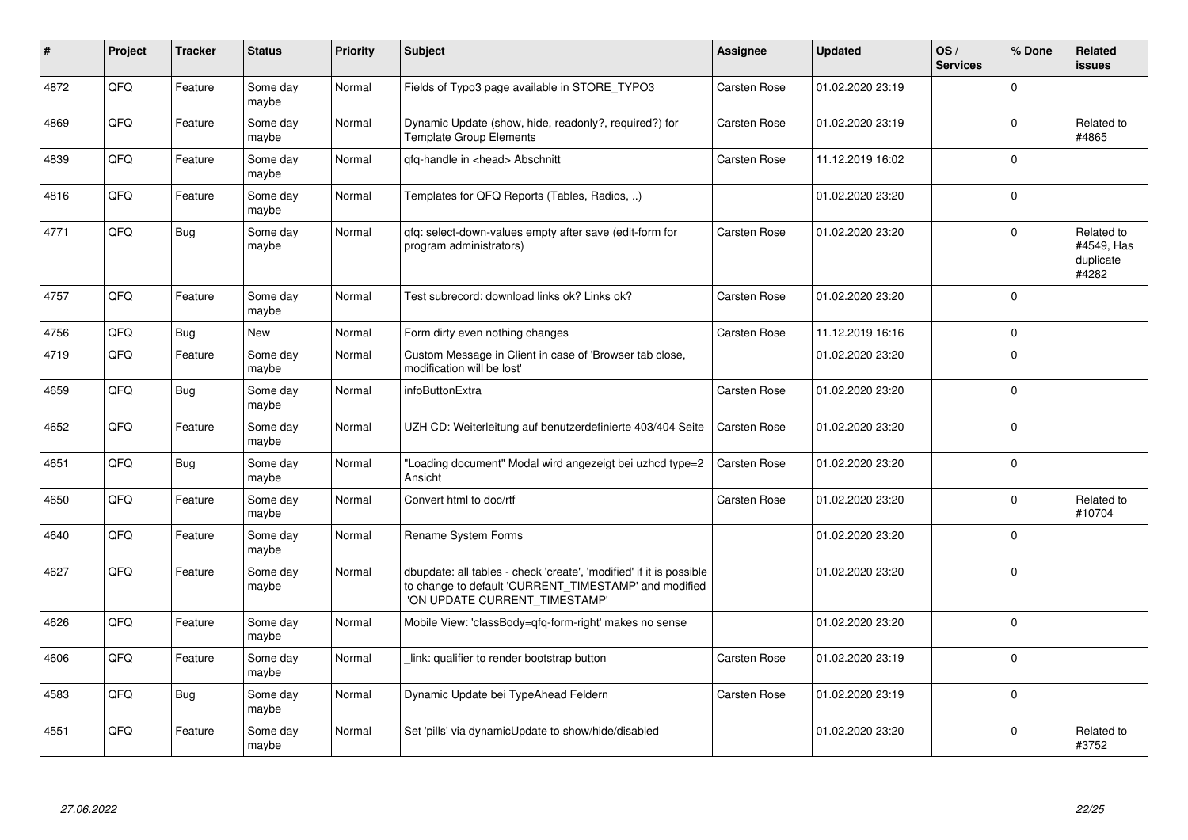| # | Project | Tracker | Status | Priority | Subject | Assignee | Updated | OS / Services | % Done | Related issues |
|---|---|---|---|---|---|---|---|---|---|---|
| 4872 | QFQ | Feature | Some day maybe | Normal | Fields of Typo3 page available in STORE_TYPO3 | Carsten Rose | 01.02.2020 23:19 | | 0 | |
| 4869 | QFQ | Feature | Some day maybe | Normal | Dynamic Update (show, hide, readonly?, required?) for Template Group Elements | Carsten Rose | 01.02.2020 23:19 | | 0 | Related to #4865 |
| 4839 | QFQ | Feature | Some day maybe | Normal | qfq-handle in <head> Abschnitt | Carsten Rose | 11.12.2019 16:02 | | 0 | |
| 4816 | QFQ | Feature | Some day maybe | Normal | Templates for QFQ Reports (Tables, Radios, ..) | | 01.02.2020 23:20 | | 0 | |
| 4771 | QFQ | Bug | Some day maybe | Normal | qfq: select-down-values empty after save (edit-form for program administrators) | Carsten Rose | 01.02.2020 23:20 | | 0 | Related to #4549, Has duplicate #4282 |
| 4757 | QFQ | Feature | Some day maybe | Normal | Test subrecord: download links ok? Links ok? | Carsten Rose | 01.02.2020 23:20 | | 0 | |
| 4756 | QFQ | Bug | New | Normal | Form dirty even nothing changes | Carsten Rose | 11.12.2019 16:16 | | 0 | |
| 4719 | QFQ | Feature | Some day maybe | Normal | Custom Message in Client in case of 'Browser tab close, modification will be lost' | | 01.02.2020 23:20 | | 0 | |
| 4659 | QFQ | Bug | Some day maybe | Normal | infoButtonExtra | Carsten Rose | 01.02.2020 23:20 | | 0 | |
| 4652 | QFQ | Feature | Some day maybe | Normal | UZH CD: Weiterleitung auf benutzerdefinierte 403/404 Seite | Carsten Rose | 01.02.2020 23:20 | | 0 | |
| 4651 | QFQ | Bug | Some day maybe | Normal | "Loading document" Modal wird angezeigt bei uzhcd type=2 Ansicht | Carsten Rose | 01.02.2020 23:20 | | 0 | |
| 4650 | QFQ | Feature | Some day maybe | Normal | Convert html to doc/rtf | Carsten Rose | 01.02.2020 23:20 | | 0 | Related to #10704 |
| 4640 | QFQ | Feature | Some day maybe | Normal | Rename System Forms | | 01.02.2020 23:20 | | 0 | |
| 4627 | QFQ | Feature | Some day maybe | Normal | dbupdate: all tables - check 'create', 'modified' if it is possible to change to default 'CURRENT_TIMESTAMP' and modified 'ON UPDATE CURRENT_TIMESTAMP' | | 01.02.2020 23:20 | | 0 | |
| 4626 | QFQ | Feature | Some day maybe | Normal | Mobile View: 'classBody=qfq-form-right' makes no sense | | 01.02.2020 23:20 | | 0 | |
| 4606 | QFQ | Feature | Some day maybe | Normal | _link: qualifier to render bootstrap button | Carsten Rose | 01.02.2020 23:19 | | 0 | |
| 4583 | QFQ | Bug | Some day maybe | Normal | Dynamic Update bei TypeAhead Feldern | Carsten Rose | 01.02.2020 23:19 | | 0 | |
| 4551 | QFQ | Feature | Some day maybe | Normal | Set 'pills' via dynamicUpdate to show/hide/disabled | | 01.02.2020 23:20 | | 0 | Related to #3752 |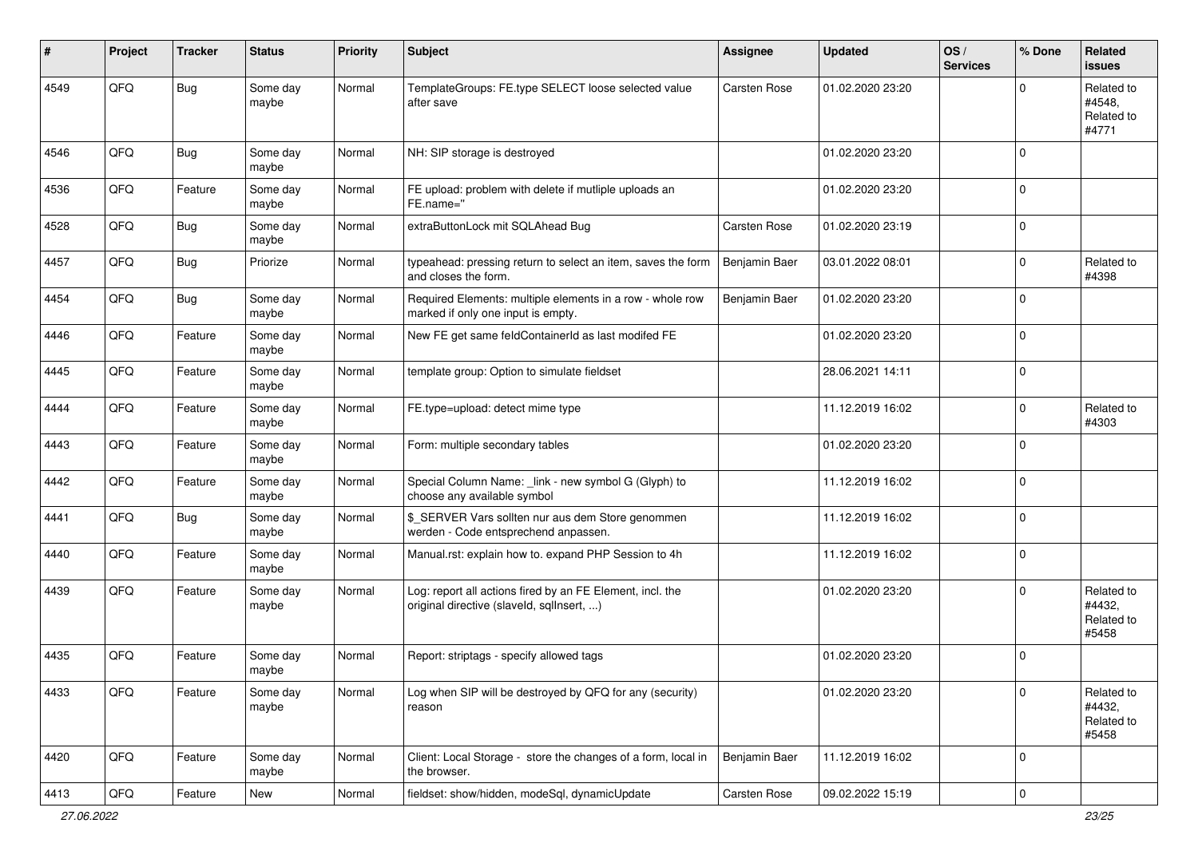| # | Project | Tracker | Status | Priority | Subject | Assignee | Updated | OS / Services | % Done | Related issues |
|---|---|---|---|---|---|---|---|---|---|---|
| 4549 | QFQ | Bug | Some day maybe | Normal | TemplateGroups: FE.type SELECT loose selected value after save | Carsten Rose | 01.02.2020 23:20 | | 0 | Related to #4548, Related to #4771 |
| 4546 | QFQ | Bug | Some day maybe | Normal | NH: SIP storage is destroyed | | 01.02.2020 23:20 | | 0 | |
| 4536 | QFQ | Feature | Some day maybe | Normal | FE upload: problem with delete if mutliple uploads an FE.name='' | | 01.02.2020 23:20 | | 0 | |
| 4528 | QFQ | Bug | Some day maybe | Normal | extraButtonLock mit SQLAhead Bug | Carsten Rose | 01.02.2020 23:19 | | 0 | |
| 4457 | QFQ | Bug | Priorize | Normal | typeahead: pressing return to select an item, saves the form and closes the form. | Benjamin Baer | 03.01.2022 08:01 | | 0 | Related to #4398 |
| 4454 | QFQ | Bug | Some day maybe | Normal | Required Elements: multiple elements in a row - whole row marked if only one input is empty. | Benjamin Baer | 01.02.2020 23:20 | | 0 | |
| 4446 | QFQ | Feature | Some day maybe | Normal | New FE get same feldContainerId as last modifed FE | | 01.02.2020 23:20 | | 0 | |
| 4445 | QFQ | Feature | Some day maybe | Normal | template group: Option to simulate fieldset | | 28.06.2021 14:11 | | 0 | |
| 4444 | QFQ | Feature | Some day maybe | Normal | FE.type=upload: detect mime type | | 11.12.2019 16:02 | | 0 | Related to #4303 |
| 4443 | QFQ | Feature | Some day maybe | Normal | Form: multiple secondary tables | | 01.02.2020 23:20 | | 0 | |
| 4442 | QFQ | Feature | Some day maybe | Normal | Special Column Name: _link - new symbol G (Glyph) to choose any available symbol | | 11.12.2019 16:02 | | 0 | |
| 4441 | QFQ | Bug | Some day maybe | Normal | $_SERVER Vars sollten nur aus dem Store genommen werden - Code entsprechend anpassen. | | 11.12.2019 16:02 | | 0 | |
| 4440 | QFQ | Feature | Some day maybe | Normal | Manual.rst: explain how to. expand PHP Session to 4h | | 11.12.2019 16:02 | | 0 | |
| 4439 | QFQ | Feature | Some day maybe | Normal | Log: report all actions fired by an FE Element, incl. the original directive (slaveId, sqlInsert, ...) | | 01.02.2020 23:20 | | 0 | Related to #4432, Related to #5458 |
| 4435 | QFQ | Feature | Some day maybe | Normal | Report: striptags - specify allowed tags | | 01.02.2020 23:20 | | 0 | |
| 4433 | QFQ | Feature | Some day maybe | Normal | Log when SIP will be destroyed by QFQ for any (security) reason | | 01.02.2020 23:20 | | 0 | Related to #4432, Related to #5458 |
| 4420 | QFQ | Feature | Some day maybe | Normal | Client: Local Storage - store the changes of a form, local in the browser. | Benjamin Baer | 11.12.2019 16:02 | | 0 | |
| 4413 | QFQ | Feature | New | Normal | fieldset: show/hidden, modeSql, dynamicUpdate | Carsten Rose | 09.02.2022 15:19 | | 0 | |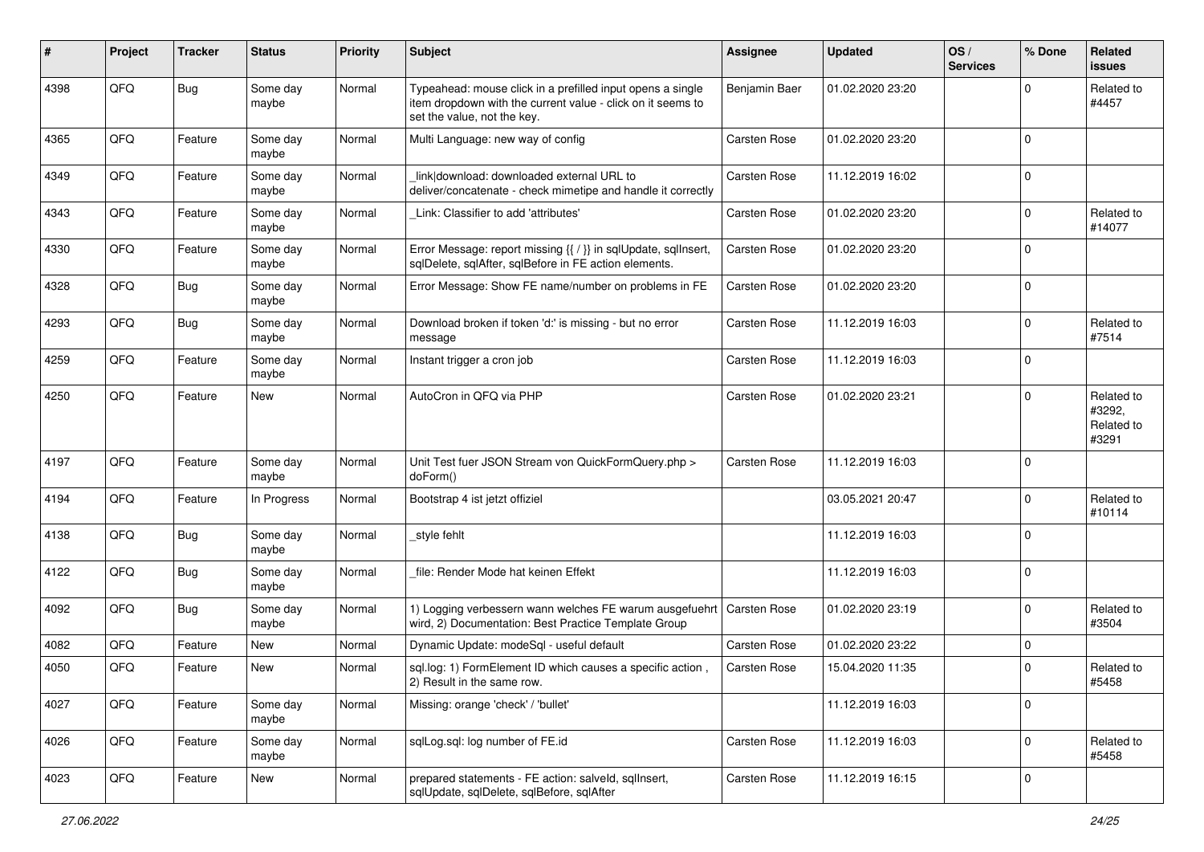| # | Project | Tracker | Status | Priority | Subject | Assignee | Updated | OS / Services | % Done | Related issues |
|---|---|---|---|---|---|---|---|---|---|---|
| 4398 | QFQ | Bug | Some day maybe | Normal | Typeahead: mouse click in a prefilled input opens a single item dropdown with the current value - click on it seems to set the value, not the key. | Benjamin Baer | 01.02.2020 23:20 | | 0 | Related to #4457 |
| 4365 | QFQ | Feature | Some day maybe | Normal | Multi Language: new way of config | Carsten Rose | 01.02.2020 23:20 | | 0 | |
| 4349 | QFQ | Feature | Some day maybe | Normal | _link\|download: downloaded external URL to deliver/concatenate - check mimetipe and handle it correctly | Carsten Rose | 11.12.2019 16:02 | | 0 | |
| 4343 | QFQ | Feature | Some day maybe | Normal | _Link: Classifier to add 'attributes' | Carsten Rose | 01.02.2020 23:20 | | 0 | Related to #14077 |
| 4330 | QFQ | Feature | Some day maybe | Normal | Error Message: report missing {{ / }} in sqlUpdate, sqlInsert, sqlDelete, sqlAfter, sqlBefore in FE action elements. | Carsten Rose | 01.02.2020 23:20 | | 0 | |
| 4328 | QFQ | Bug | Some day maybe | Normal | Error Message: Show FE name/number on problems in FE | Carsten Rose | 01.02.2020 23:20 | | 0 | |
| 4293 | QFQ | Bug | Some day maybe | Normal | Download broken if token 'd:' is missing - but no error message | Carsten Rose | 11.12.2019 16:03 | | 0 | Related to #7514 |
| 4259 | QFQ | Feature | Some day maybe | Normal | Instant trigger a cron job | Carsten Rose | 11.12.2019 16:03 | | 0 | |
| 4250 | QFQ | Feature | New | Normal | AutoCron in QFQ via PHP | Carsten Rose | 01.02.2020 23:21 | | 0 | Related to #3292, Related to #3291 |
| 4197 | QFQ | Feature | Some day maybe | Normal | Unit Test fuer JSON Stream von QuickFormQuery.php > doForm() | Carsten Rose | 11.12.2019 16:03 | | 0 | |
| 4194 | QFQ | Feature | In Progress | Normal | Bootstrap 4 ist jetzt offiziel | | 03.05.2021 20:47 | | 0 | Related to #10114 |
| 4138 | QFQ | Bug | Some day maybe | Normal | _style fehlt | | 11.12.2019 16:03 | | 0 | |
| 4122 | QFQ | Bug | Some day maybe | Normal | _file: Render Mode hat keinen Effekt | | 11.12.2019 16:03 | | 0 | |
| 4092 | QFQ | Bug | Some day maybe | Normal | 1) Logging verbessern wann welches FE warum ausgefuehrt wird, 2) Documentation: Best Practice Template Group | Carsten Rose | 01.02.2020 23:19 | | 0 | Related to #3504 |
| 4082 | QFQ | Feature | New | Normal | Dynamic Update: modeSql - useful default | Carsten Rose | 01.02.2020 23:22 | | 0 | |
| 4050 | QFQ | Feature | New | Normal | sql.log: 1) FormElement ID which causes a specific action , 2) Result in the same row. | Carsten Rose | 15.04.2020 11:35 | | 0 | Related to #5458 |
| 4027 | QFQ | Feature | Some day maybe | Normal | Missing: orange 'check' / 'bullet' | | 11.12.2019 16:03 | | 0 | |
| 4026 | QFQ | Feature | Some day maybe | Normal | sqlLog.sql: log number of FE.id | Carsten Rose | 11.12.2019 16:03 | | 0 | Related to #5458 |
| 4023 | QFQ | Feature | New | Normal | prepared statements - FE action: salveld, sqlInsert, sqlUpdate, sqlDelete, sqlBefore, sqlAfter | Carsten Rose | 11.12.2019 16:15 | | 0 | |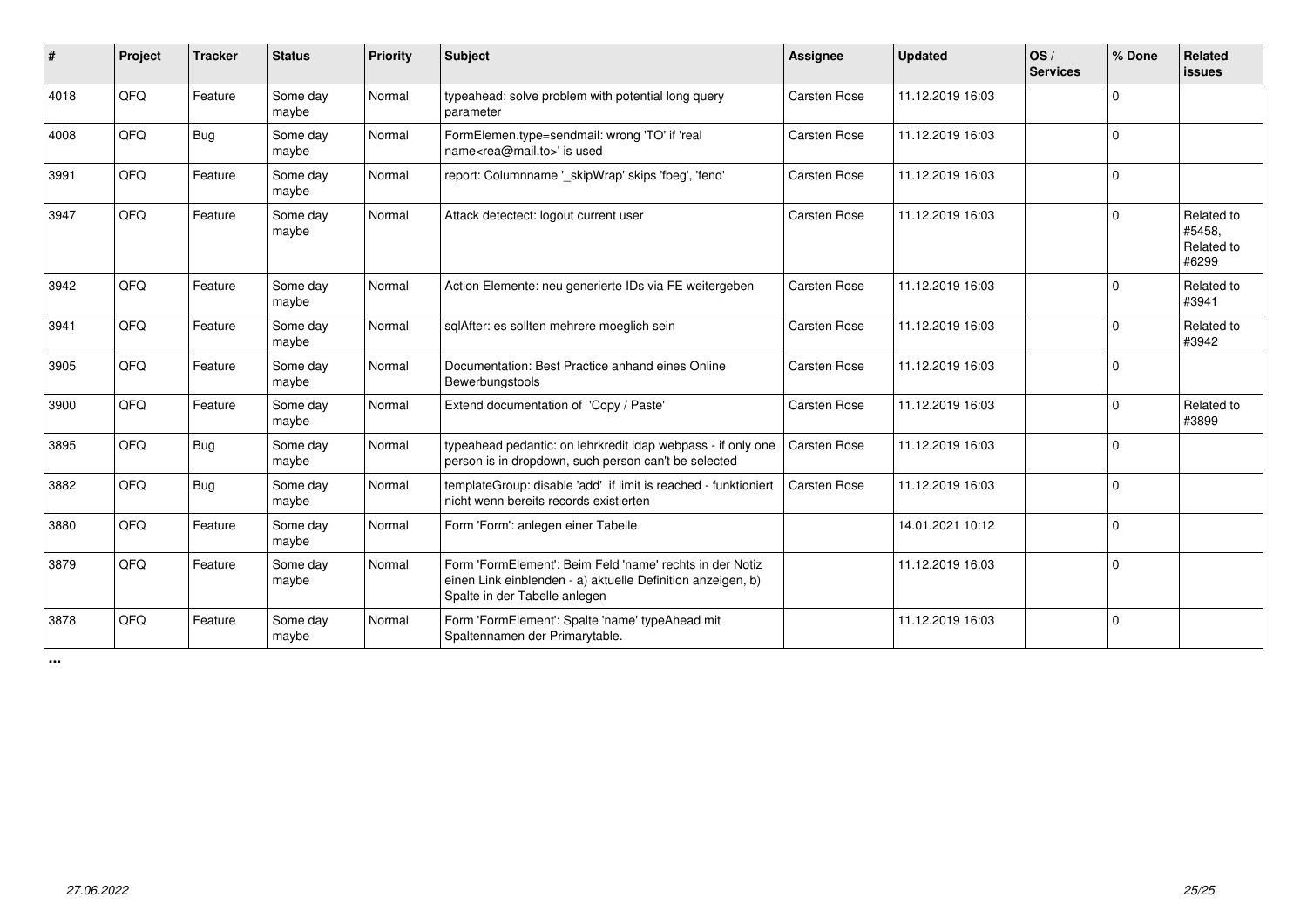| # | Project | Tracker | Status | Priority | Subject | Assignee | Updated | OS / Services | % Done | Related issues |
|---|---|---|---|---|---|---|---|---|---|---|
| 4018 | QFQ | Feature | Some day maybe | Normal | typeahead: solve problem with potential long query parameter | Carsten Rose | 11.12.2019 16:03 | | 0 | |
| 4008 | QFQ | Bug | Some day maybe | Normal | FormElemen.type=sendmail: wrong 'TO' if 'real name<rea@mail.to>' is used | Carsten Rose | 11.12.2019 16:03 | | 0 | |
| 3991 | QFQ | Feature | Some day maybe | Normal | report: Columnname '_skipWrap' skips 'fbeg', 'fend' | Carsten Rose | 11.12.2019 16:03 | | 0 | |
| 3947 | QFQ | Feature | Some day maybe | Normal | Attack detectect: logout current user | Carsten Rose | 11.12.2019 16:03 | | 0 | Related to #5458, Related to #6299 |
| 3942 | QFQ | Feature | Some day maybe | Normal | Action Elemente: neu generierte IDs via FE weitergeben | Carsten Rose | 11.12.2019 16:03 | | 0 | Related to #3941 |
| 3941 | QFQ | Feature | Some day maybe | Normal | sqlAfter: es sollten mehrere moeglich sein | Carsten Rose | 11.12.2019 16:03 | | 0 | Related to #3942 |
| 3905 | QFQ | Feature | Some day maybe | Normal | Documentation: Best Practice anhand eines Online Bewerbungstools | Carsten Rose | 11.12.2019 16:03 | | 0 | |
| 3900 | QFQ | Feature | Some day maybe | Normal | Extend documentation of 'Copy / Paste' | Carsten Rose | 11.12.2019 16:03 | | 0 | Related to #3899 |
| 3895 | QFQ | Bug | Some day maybe | Normal | typeahead pedantic: on lehrkredit ldap webpass - if only one person is in dropdown, such person can't be selected | Carsten Rose | 11.12.2019 16:03 | | 0 | |
| 3882 | QFQ | Bug | Some day maybe | Normal | templateGroup: disable 'add' if limit is reached - funktioniert nicht wenn bereits records existierten | Carsten Rose | 11.12.2019 16:03 | | 0 | |
| 3880 | QFQ | Feature | Some day maybe | Normal | Form 'Form': anlegen einer Tabelle | | 14.01.2021 10:12 | | 0 | |
| 3879 | QFQ | Feature | Some day maybe | Normal | Form 'FormElement': Beim Feld 'name' rechts in der Notiz einen Link einblenden - a) aktuelle Definition anzeigen, b) Spalte in der Tabelle anlegen | | 11.12.2019 16:03 | | 0 | |
| 3878 | QFQ | Feature | Some day maybe | Normal | Form 'FormElement': Spalte 'name' typeAhead mit Spaltennamen der Primarytable. | | 11.12.2019 16:03 | | 0 | |

...